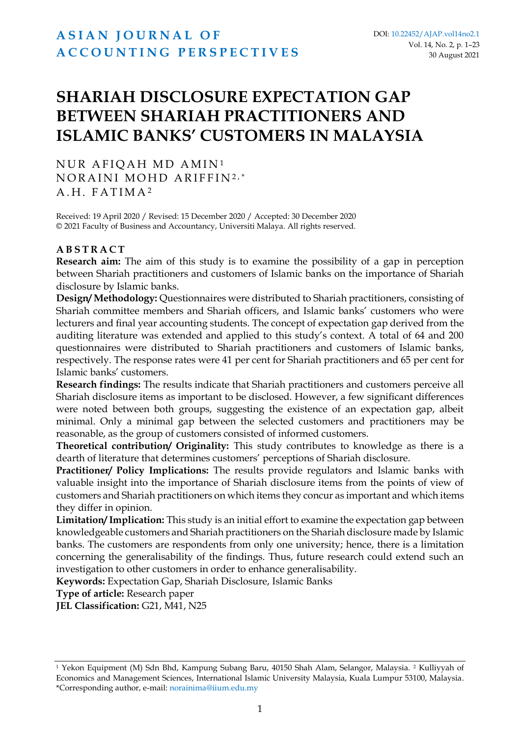# SHARIAH DISCLOSURE EXPECTATION GAP BETWEEN SHARIAH PRACTITIONERS AND ISLAMIC BANKS' CUSTOMERS IN MALAYSIA

NUR AFIQAH MD AMIN[1]
NORAINI MOHD ARIFFIN[2,*]
A.H. FATIMA[2]

Received: 19 April 2020 / Revised: 15 December 2020 / Accepted: 30 December 2020
© 2021 Faculty of Business and Accountancy, Universiti Malaya. All rights reserved.

## ABSTRACT

**Research aim:** The aim of this study is to examine the possibility of a gap in perception between Shariah practitioners and customers of Islamic banks on the importance of Shariah disclosure by Islamic banks.

**Design/ Methodology:** Questionnaires were distributed to Shariah practitioners, consisting of Shariah committee members and Shariah officers, and Islamic banks' customers who were lecturers and final year accounting students. The concept of expectation gap derived from the auditing literature was extended and applied to this study's context. A total of 64 and 200 questionnaires were distributed to Shariah practitioners and customers of Islamic banks, respectively. The response rates were 41 per cent for Shariah practitioners and 65 per cent for Islamic banks' customers.

**Research findings:** The results indicate that Shariah practitioners and customers perceive all Shariah disclosure items as important to be disclosed. However, a few significant differences were noted between both groups, suggesting the existence of an expectation gap, albeit minimal. Only a minimal gap between the selected customers and practitioners may be reasonable, as the group of customers consisted of informed customers.

**Theoretical contribution/ Originality:** This study contributes to knowledge as there is a dearth of literature that determines customers' perceptions of Shariah disclosure.

**Practitioner/ Policy Implications:** The results provide regulators and Islamic banks with valuable insight into the importance of Shariah disclosure items from the points of view of customers and Shariah practitioners on which items they concur as important and which items they differ in opinion.

**Limitation/ Implication:** This study is an initial effort to examine the expectation gap between knowledgeable customers and Shariah practitioners on the Shariah disclosure made by Islamic banks. The customers are respondents from only one university; hence, there is a limitation concerning the generalisability of the findings. Thus, future research could extend such an investigation to other customers in order to enhance generalisability.

**Keywords:** Expectation Gap, Shariah Disclosure, Islamic Banks

**Type of article:** Research paper

**JEL Classification:** G21, M41, N25

---

[1] Yekon Equipment (M) Sdn Bhd, Kampung Subang Baru, 40150 Shah Alam, Selangor, Malaysia. [2] Kulliyyah of Economics and Management Sciences, International Islamic University Malaysia, Kuala Lumpur 53100, Malaysia. *Corresponding author, e-mail: norainima@iium.edu.my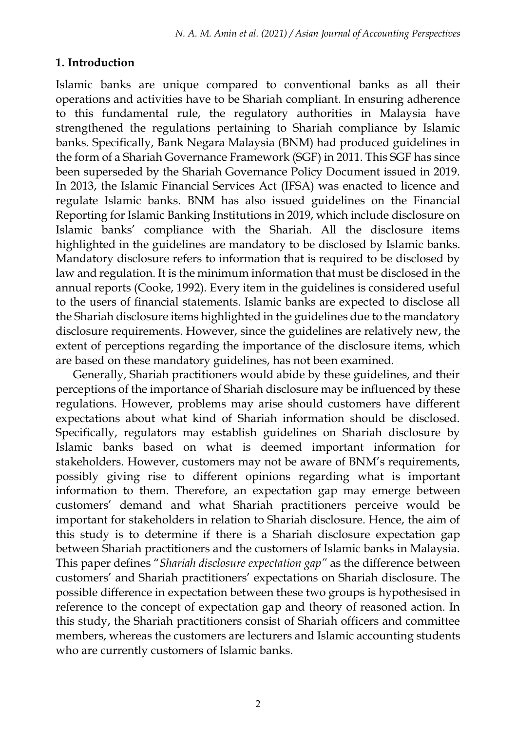## 1. Introduction

Islamic banks are unique compared to conventional banks as all their operations and activities have to be Shariah compliant. In ensuring adherence to this fundamental rule, the regulatory authorities in Malaysia have strengthened the regulations pertaining to Shariah compliance by Islamic banks. Specifically, Bank Negara Malaysia (BNM) had produced guidelines in the form of a Shariah Governance Framework (SGF) in 2011. This SGF has since been superseded by the Shariah Governance Policy Document issued in 2019. In 2013, the Islamic Financial Services Act (IFSA) was enacted to licence and regulate Islamic banks. BNM has also issued guidelines on the Financial Reporting for Islamic Banking Institutions in 2019, which include disclosure on Islamic banks' compliance with the Shariah. All the disclosure items highlighted in the guidelines are mandatory to be disclosed by Islamic banks. Mandatory disclosure refers to information that is required to be disclosed by law and regulation. It is the minimum information that must be disclosed in the annual reports (Cooke, 1992). Every item in the guidelines is considered useful to the users of financial statements. Islamic banks are expected to disclose all the Shariah disclosure items highlighted in the guidelines due to the mandatory disclosure requirements. However, since the guidelines are relatively new, the extent of perceptions regarding the importance of the disclosure items, which are based on these mandatory guidelines, has not been examined.

Generally, Shariah practitioners would abide by these guidelines, and their perceptions of the importance of Shariah disclosure may be influenced by these regulations. However, problems may arise should customers have different expectations about what kind of Shariah information should be disclosed. Specifically, regulators may establish guidelines on Shariah disclosure by Islamic banks based on what is deemed important information for stakeholders. However, customers may not be aware of BNM's requirements, possibly giving rise to different opinions regarding what is important information to them. Therefore, an expectation gap may emerge between customers' demand and what Shariah practitioners perceive would be important for stakeholders in relation to Shariah disclosure. Hence, the aim of this study is to determine if there is a Shariah disclosure expectation gap between Shariah practitioners and the customers of Islamic banks in Malaysia. This paper defines "*Shariah disclosure expectation gap*" as the difference between customers' and Shariah practitioners' expectations on Shariah disclosure. The possible difference in expectation between these two groups is hypothesised in reference to the concept of expectation gap and theory of reasoned action. In this study, the Shariah practitioners consist of Shariah officers and committee members, whereas the customers are lecturers and Islamic accounting students who are currently customers of Islamic banks.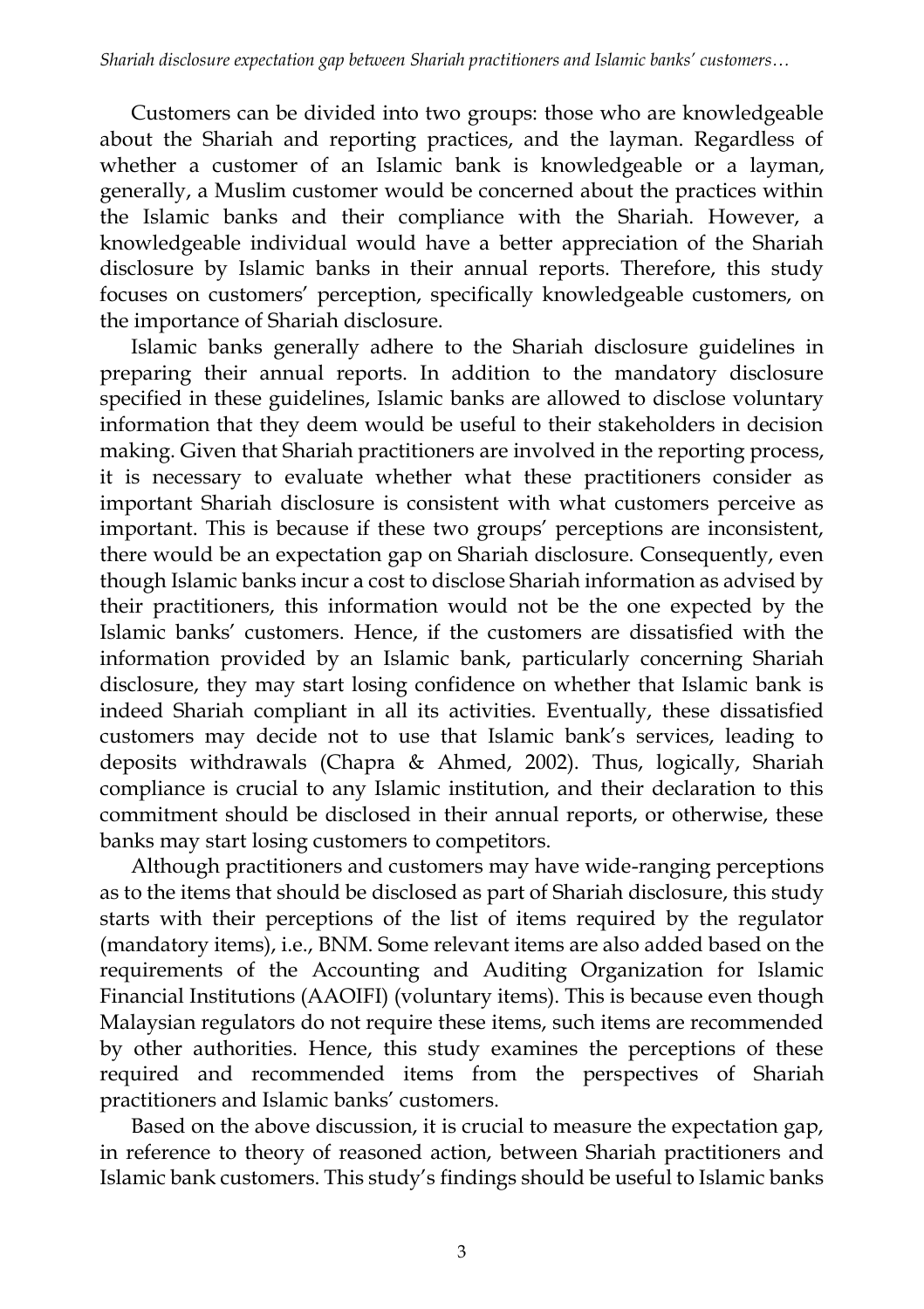Customers can be divided into two groups: those who are knowledgeable about the Shariah and reporting practices, and the layman. Regardless of whether a customer of an Islamic bank is knowledgeable or a layman, generally, a Muslim customer would be concerned about the practices within the Islamic banks and their compliance with the Shariah. However, a knowledgeable individual would have a better appreciation of the Shariah disclosure by Islamic banks in their annual reports. Therefore, this study focuses on customers' perception, specifically knowledgeable customers, on the importance of Shariah disclosure.

Islamic banks generally adhere to the Shariah disclosure guidelines in preparing their annual reports. In addition to the mandatory disclosure specified in these guidelines, Islamic banks are allowed to disclose voluntary information that they deem would be useful to their stakeholders in decision making. Given that Shariah practitioners are involved in the reporting process, it is necessary to evaluate whether what these practitioners consider as important Shariah disclosure is consistent with what customers perceive as important. This is because if these two groups' perceptions are inconsistent, there would be an expectation gap on Shariah disclosure. Consequently, even though Islamic banks incur a cost to disclose Shariah information as advised by their practitioners, this information would not be the one expected by the Islamic banks' customers. Hence, if the customers are dissatisfied with the information provided by an Islamic bank, particularly concerning Shariah disclosure, they may start losing confidence on whether that Islamic bank is indeed Shariah compliant in all its activities. Eventually, these dissatisfied customers may decide not to use that Islamic bank's services, leading to deposits withdrawals (Chapra & Ahmed, 2002). Thus, logically, Shariah compliance is crucial to any Islamic institution, and their declaration to this commitment should be disclosed in their annual reports, or otherwise, these banks may start losing customers to competitors.

Although practitioners and customers may have wide-ranging perceptions as to the items that should be disclosed as part of Shariah disclosure, this study starts with their perceptions of the list of items required by the regulator (mandatory items), i.e., BNM. Some relevant items are also added based on the requirements of the Accounting and Auditing Organization for Islamic Financial Institutions (AAOIFI) (voluntary items). This is because even though Malaysian regulators do not require these items, such items are recommended by other authorities. Hence, this study examines the perceptions of these required and recommended items from the perspectives of Shariah practitioners and Islamic banks' customers.

Based on the above discussion, it is crucial to measure the expectation gap, in reference to theory of reasoned action, between Shariah practitioners and Islamic bank customers. This study's findings should be useful to Islamic banks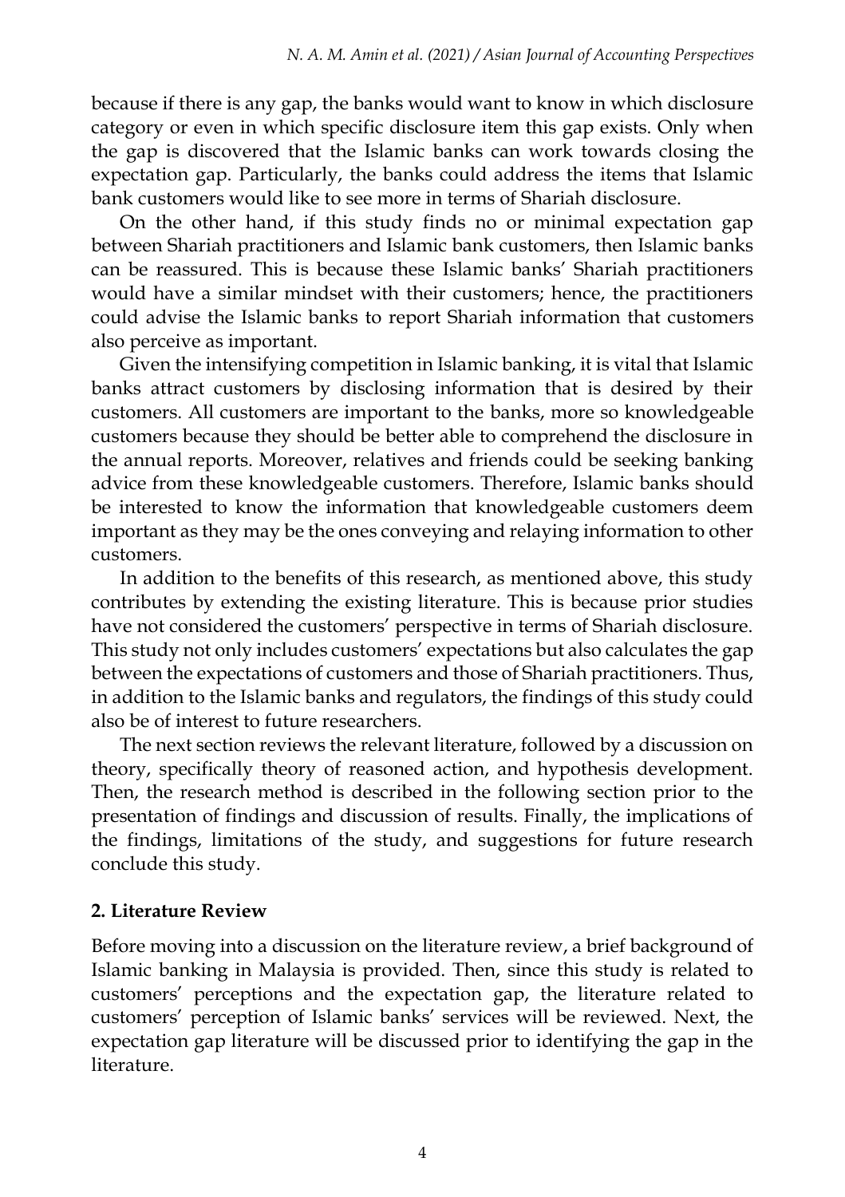because if there is any gap, the banks would want to know in which disclosure category or even in which specific disclosure item this gap exists. Only when the gap is discovered that the Islamic banks can work towards closing the expectation gap. Particularly, the banks could address the items that Islamic bank customers would like to see more in terms of Shariah disclosure.

On the other hand, if this study finds no or minimal expectation gap between Shariah practitioners and Islamic bank customers, then Islamic banks can be reassured. This is because these Islamic banks' Shariah practitioners would have a similar mindset with their customers; hence, the practitioners could advise the Islamic banks to report Shariah information that customers also perceive as important.

Given the intensifying competition in Islamic banking, it is vital that Islamic banks attract customers by disclosing information that is desired by their customers. All customers are important to the banks, more so knowledgeable customers because they should be better able to comprehend the disclosure in the annual reports. Moreover, relatives and friends could be seeking banking advice from these knowledgeable customers. Therefore, Islamic banks should be interested to know the information that knowledgeable customers deem important as they may be the ones conveying and relaying information to other customers.

In addition to the benefits of this research, as mentioned above, this study contributes by extending the existing literature. This is because prior studies have not considered the customers' perspective in terms of Shariah disclosure. This study not only includes customers' expectations but also calculates the gap between the expectations of customers and those of Shariah practitioners. Thus, in addition to the Islamic banks and regulators, the findings of this study could also be of interest to future researchers.

The next section reviews the relevant literature, followed by a discussion on theory, specifically theory of reasoned action, and hypothesis development. Then, the research method is described in the following section prior to the presentation of findings and discussion of results. Finally, the implications of the findings, limitations of the study, and suggestions for future research conclude this study.

## 2. Literature Review

Before moving into a discussion on the literature review, a brief background of Islamic banking in Malaysia is provided. Then, since this study is related to customers' perceptions and the expectation gap, the literature related to customers' perception of Islamic banks' services will be reviewed. Next, the expectation gap literature will be discussed prior to identifying the gap in the literature.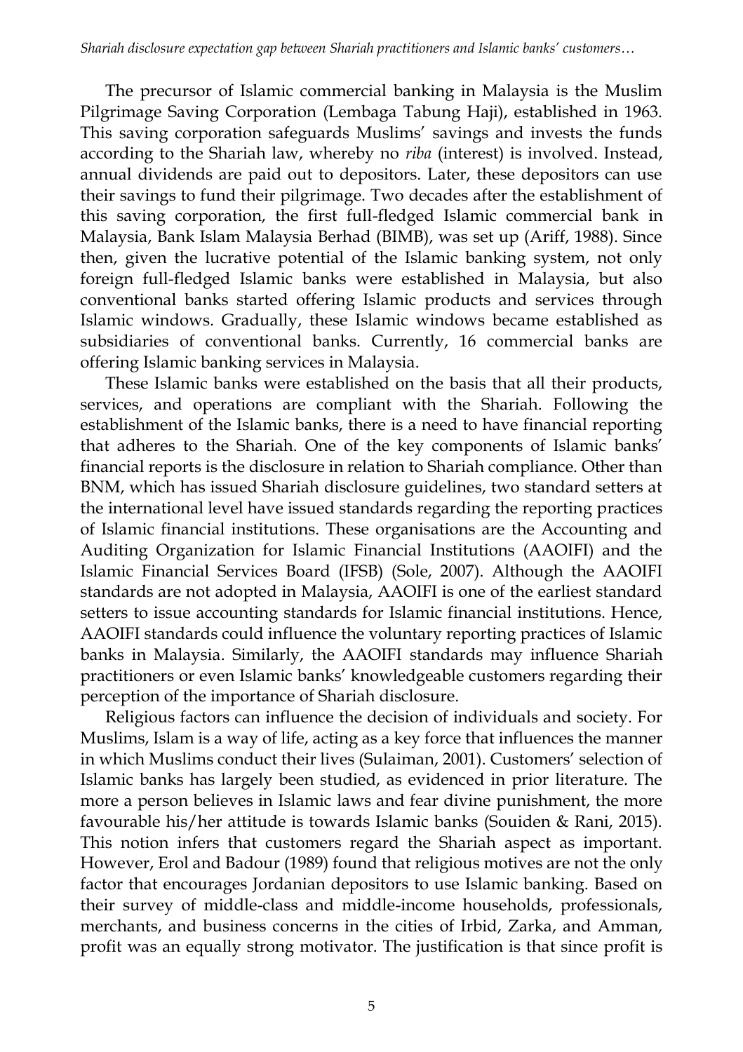The precursor of Islamic commercial banking in Malaysia is the Muslim Pilgrimage Saving Corporation (Lembaga Tabung Haji), established in 1963. This saving corporation safeguards Muslims' savings and invests the funds according to the Shariah law, whereby no *riba* (interest) is involved. Instead, annual dividends are paid out to depositors. Later, these depositors can use their savings to fund their pilgrimage. Two decades after the establishment of this saving corporation, the first full-fledged Islamic commercial bank in Malaysia, Bank Islam Malaysia Berhad (BIMB), was set up (Ariff, 1988). Since then, given the lucrative potential of the Islamic banking system, not only foreign full-fledged Islamic banks were established in Malaysia, but also conventional banks started offering Islamic products and services through Islamic windows. Gradually, these Islamic windows became established as subsidiaries of conventional banks. Currently, 16 commercial banks are offering Islamic banking services in Malaysia.

These Islamic banks were established on the basis that all their products, services, and operations are compliant with the Shariah. Following the establishment of the Islamic banks, there is a need to have financial reporting that adheres to the Shariah. One of the key components of Islamic banks' financial reports is the disclosure in relation to Shariah compliance. Other than BNM, which has issued Shariah disclosure guidelines, two standard setters at the international level have issued standards regarding the reporting practices of Islamic financial institutions. These organisations are the Accounting and Auditing Organization for Islamic Financial Institutions (AAOIFI) and the Islamic Financial Services Board (IFSB) (Sole, 2007). Although the AAOIFI standards are not adopted in Malaysia, AAOIFI is one of the earliest standard setters to issue accounting standards for Islamic financial institutions. Hence, AAOIFI standards could influence the voluntary reporting practices of Islamic banks in Malaysia. Similarly, the AAOIFI standards may influence Shariah practitioners or even Islamic banks' knowledgeable customers regarding their perception of the importance of Shariah disclosure.

Religious factors can influence the decision of individuals and society. For Muslims, Islam is a way of life, acting as a key force that influences the manner in which Muslims conduct their lives (Sulaiman, 2001). Customers' selection of Islamic banks has largely been studied, as evidenced in prior literature. The more a person believes in Islamic laws and fear divine punishment, the more favourable his/her attitude is towards Islamic banks (Souiden & Rani, 2015). This notion infers that customers regard the Shariah aspect as important. However, Erol and Badour (1989) found that religious motives are not the only factor that encourages Jordanian depositors to use Islamic banking. Based on their survey of middle-class and middle-income households, professionals, merchants, and business concerns in the cities of Irbid, Zarka, and Amman, profit was an equally strong motivator. The justification is that since profit is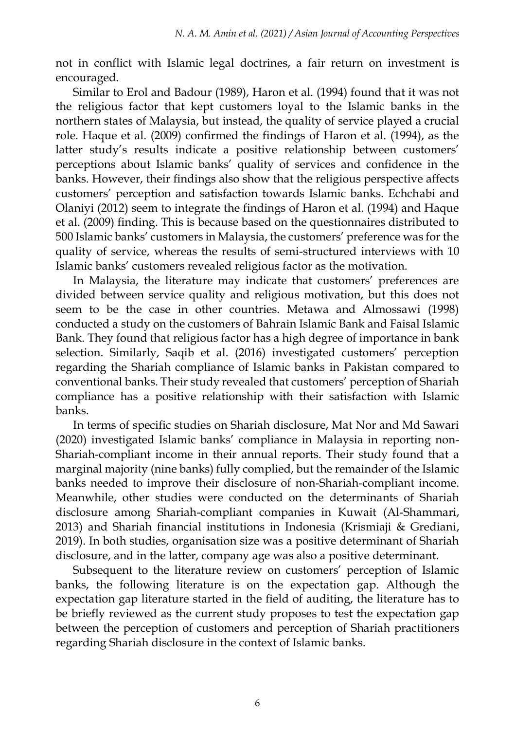not in conflict with Islamic legal doctrines, a fair return on investment is encouraged.

Similar to Erol and Badour (1989), Haron et al. (1994) found that it was not the religious factor that kept customers loyal to the Islamic banks in the northern states of Malaysia, but instead, the quality of service played a crucial role. Haque et al. (2009) confirmed the findings of Haron et al. (1994), as the latter study's results indicate a positive relationship between customers' perceptions about Islamic banks' quality of services and confidence in the banks. However, their findings also show that the religious perspective affects customers' perception and satisfaction towards Islamic banks. Echchabi and Olaniyi (2012) seem to integrate the findings of Haron et al. (1994) and Haque et al. (2009) finding. This is because based on the questionnaires distributed to 500 Islamic banks' customers in Malaysia, the customers' preference was for the quality of service, whereas the results of semi-structured interviews with 10 Islamic banks' customers revealed religious factor as the motivation.

In Malaysia, the literature may indicate that customers' preferences are divided between service quality and religious motivation, but this does not seem to be the case in other countries. Metawa and Almossawi (1998) conducted a study on the customers of Bahrain Islamic Bank and Faisal Islamic Bank. They found that religious factor has a high degree of importance in bank selection. Similarly, Saqib et al. (2016) investigated customers' perception regarding the Shariah compliance of Islamic banks in Pakistan compared to conventional banks. Their study revealed that customers' perception of Shariah compliance has a positive relationship with their satisfaction with Islamic banks.

In terms of specific studies on Shariah disclosure, Mat Nor and Md Sawari (2020) investigated Islamic banks' compliance in Malaysia in reporting non-Shariah-compliant income in their annual reports. Their study found that a marginal majority (nine banks) fully complied, but the remainder of the Islamic banks needed to improve their disclosure of non-Shariah-compliant income. Meanwhile, other studies were conducted on the determinants of Shariah disclosure among Shariah-compliant companies in Kuwait (Al-Shammari, 2013) and Shariah financial institutions in Indonesia (Krismiaji & Grediani, 2019). In both studies, organisation size was a positive determinant of Shariah disclosure, and in the latter, company age was also a positive determinant.

Subsequent to the literature review on customers' perception of Islamic banks, the following literature is on the expectation gap. Although the expectation gap literature started in the field of auditing, the literature has to be briefly reviewed as the current study proposes to test the expectation gap between the perception of customers and perception of Shariah practitioners regarding Shariah disclosure in the context of Islamic banks.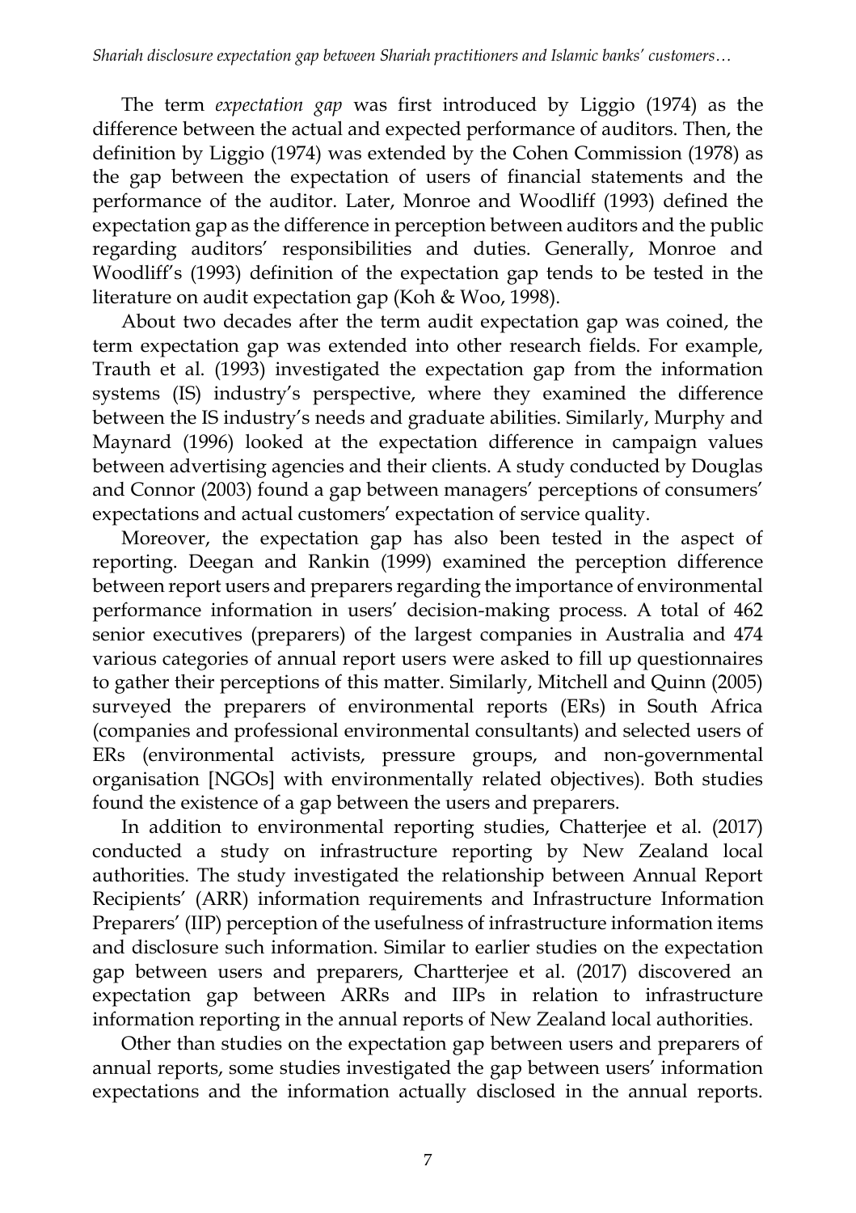The term *expectation gap* was first introduced by Liggio (1974) as the difference between the actual and expected performance of auditors. Then, the definition by Liggio (1974) was extended by the Cohen Commission (1978) as the gap between the expectation of users of financial statements and the performance of the auditor. Later, Monroe and Woodliff (1993) defined the expectation gap as the difference in perception between auditors and the public regarding auditors' responsibilities and duties. Generally, Monroe and Woodliff's (1993) definition of the expectation gap tends to be tested in the literature on audit expectation gap (Koh & Woo, 1998).

About two decades after the term audit expectation gap was coined, the term expectation gap was extended into other research fields. For example, Trauth et al. (1993) investigated the expectation gap from the information systems (IS) industry's perspective, where they examined the difference between the IS industry's needs and graduate abilities. Similarly, Murphy and Maynard (1996) looked at the expectation difference in campaign values between advertising agencies and their clients. A study conducted by Douglas and Connor (2003) found a gap between managers' perceptions of consumers' expectations and actual customers' expectation of service quality.

Moreover, the expectation gap has also been tested in the aspect of reporting. Deegan and Rankin (1999) examined the perception difference between report users and preparers regarding the importance of environmental performance information in users' decision-making process. A total of 462 senior executives (preparers) of the largest companies in Australia and 474 various categories of annual report users were asked to fill up questionnaires to gather their perceptions of this matter. Similarly, Mitchell and Quinn (2005) surveyed the preparers of environmental reports (ERs) in South Africa (companies and professional environmental consultants) and selected users of ERs (environmental activists, pressure groups, and non-governmental organisation [NGOs] with environmentally related objectives). Both studies found the existence of a gap between the users and preparers.

In addition to environmental reporting studies, Chatterjee et al. (2017) conducted a study on infrastructure reporting by New Zealand local authorities. The study investigated the relationship between Annual Report Recipients' (ARR) information requirements and Infrastructure Information Preparers' (IIP) perception of the usefulness of infrastructure information items and disclosure such information. Similar to earlier studies on the expectation gap between users and preparers, Chartterjee et al. (2017) discovered an expectation gap between ARRs and IIPs in relation to infrastructure information reporting in the annual reports of New Zealand local authorities.

Other than studies on the expectation gap between users and preparers of annual reports, some studies investigated the gap between users' information expectations and the information actually disclosed in the annual reports.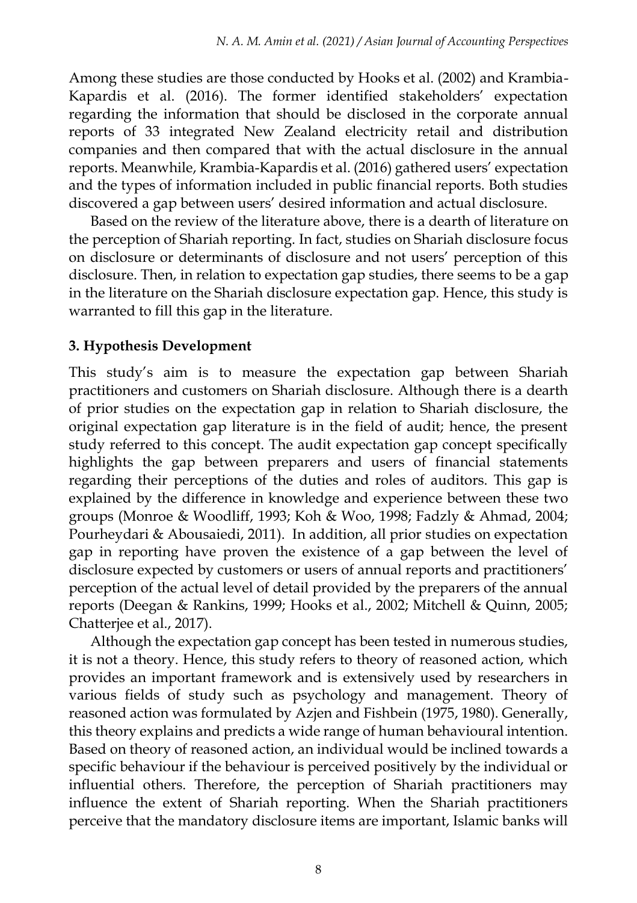Among these studies are those conducted by Hooks et al. (2002) and Krambia-Kapardis et al. (2016). The former identified stakeholders' expectation regarding the information that should be disclosed in the corporate annual reports of 33 integrated New Zealand electricity retail and distribution companies and then compared that with the actual disclosure in the annual reports. Meanwhile, Krambia-Kapardis et al. (2016) gathered users' expectation and the types of information included in public financial reports. Both studies discovered a gap between users' desired information and actual disclosure.

Based on the review of the literature above, there is a dearth of literature on the perception of Shariah reporting. In fact, studies on Shariah disclosure focus on disclosure or determinants of disclosure and not users' perception of this disclosure. Then, in relation to expectation gap studies, there seems to be a gap in the literature on the Shariah disclosure expectation gap. Hence, this study is warranted to fill this gap in the literature.

## 3. Hypothesis Development

This study's aim is to measure the expectation gap between Shariah practitioners and customers on Shariah disclosure. Although there is a dearth of prior studies on the expectation gap in relation to Shariah disclosure, the original expectation gap literature is in the field of audit; hence, the present study referred to this concept. The audit expectation gap concept specifically highlights the gap between preparers and users of financial statements regarding their perceptions of the duties and roles of auditors. This gap is explained by the difference in knowledge and experience between these two groups (Monroe & Woodliff, 1993; Koh & Woo, 1998; Fadzly & Ahmad, 2004; Pourheydari & Abousaidi, 2011). In addition, all prior studies on expectation gap in reporting have proven the existence of a gap between the level of disclosure expected by customers or users of annual reports and practitioners' perception of the actual level of detail provided by the preparers of the annual reports (Deegan & Rankins, 1999; Hooks et al., 2002; Mitchell & Quinn, 2005; Chatterjee et al., 2017).

Although the expectation gap concept has been tested in numerous studies, it is not a theory. Hence, this study refers to theory of reasoned action, which provides an important framework and is extensively used by researchers in various fields of study such as psychology and management. Theory of reasoned action was formulated by Azjen and Fishbein (1975, 1980). Generally, this theory explains and predicts a wide range of human behavioural intention. Based on theory of reasoned action, an individual would be inclined towards a specific behaviour if the behaviour is perceived positively by the individual or influential others. Therefore, the perception of Shariah practitioners may influence the extent of Shariah reporting. When the Shariah practitioners perceive that the mandatory disclosure items are important, Islamic banks will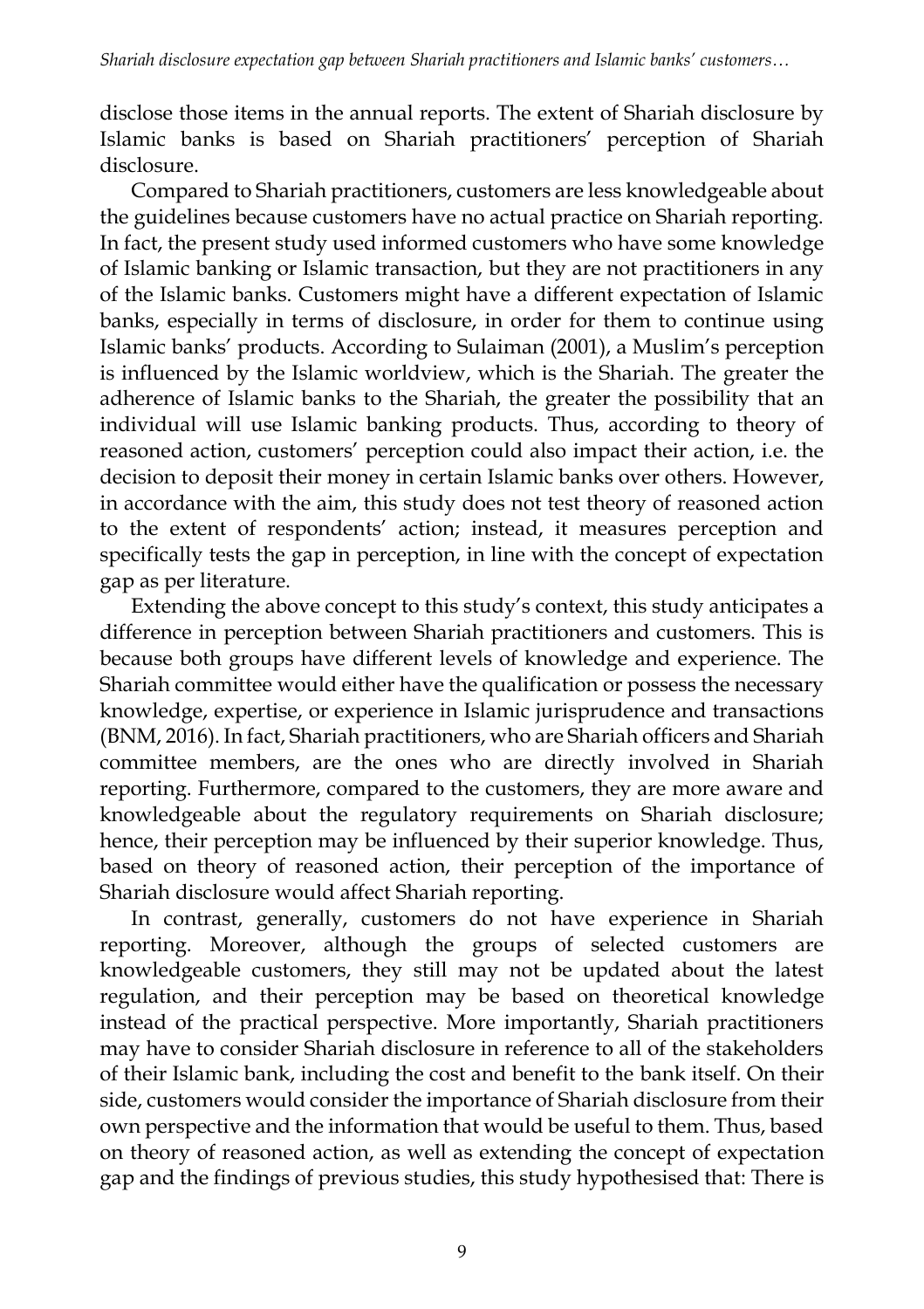disclose those items in the annual reports. The extent of Shariah disclosure by Islamic banks is based on Shariah practitioners' perception of Shariah disclosure.

Compared to Shariah practitioners, customers are less knowledgeable about the guidelines because customers have no actual practice on Shariah reporting. In fact, the present study used informed customers who have some knowledge of Islamic banking or Islamic transaction, but they are not practitioners in any of the Islamic banks. Customers might have a different expectation of Islamic banks, especially in terms of disclosure, in order for them to continue using Islamic banks' products. According to Sulaiman (2001), a Muslim's perception is influenced by the Islamic worldview, which is the Shariah. The greater the adherence of Islamic banks to the Shariah, the greater the possibility that an individual will use Islamic banking products. Thus, according to theory of reasoned action, customers' perception could also impact their action, i.e. the decision to deposit their money in certain Islamic banks over others. However, in accordance with the aim, this study does not test theory of reasoned action to the extent of respondents' action; instead, it measures perception and specifically tests the gap in perception, in line with the concept of expectation gap as per literature.

Extending the above concept to this study's context, this study anticipates a difference in perception between Shariah practitioners and customers. This is because both groups have different levels of knowledge and experience. The Shariah committee would either have the qualification or possess the necessary knowledge, expertise, or experience in Islamic jurisprudence and transactions (BNM, 2016). In fact, Shariah practitioners, who are Shariah officers and Shariah committee members, are the ones who are directly involved in Shariah reporting. Furthermore, compared to the customers, they are more aware and knowledgeable about the regulatory requirements on Shariah disclosure; hence, their perception may be influenced by their superior knowledge. Thus, based on theory of reasoned action, their perception of the importance of Shariah disclosure would affect Shariah reporting.

In contrast, generally, customers do not have experience in Shariah reporting. Moreover, although the groups of selected customers are knowledgeable customers, they still may not be updated about the latest regulation, and their perception may be based on theoretical knowledge instead of the practical perspective. More importantly, Shariah practitioners may have to consider Shariah disclosure in reference to all of the stakeholders of their Islamic bank, including the cost and benefit to the bank itself. On their side, customers would consider the importance of Shariah disclosure from their own perspective and the information that would be useful to them. Thus, based on theory of reasoned action, as well as extending the concept of expectation gap and the findings of previous studies, this study hypothesised that: There is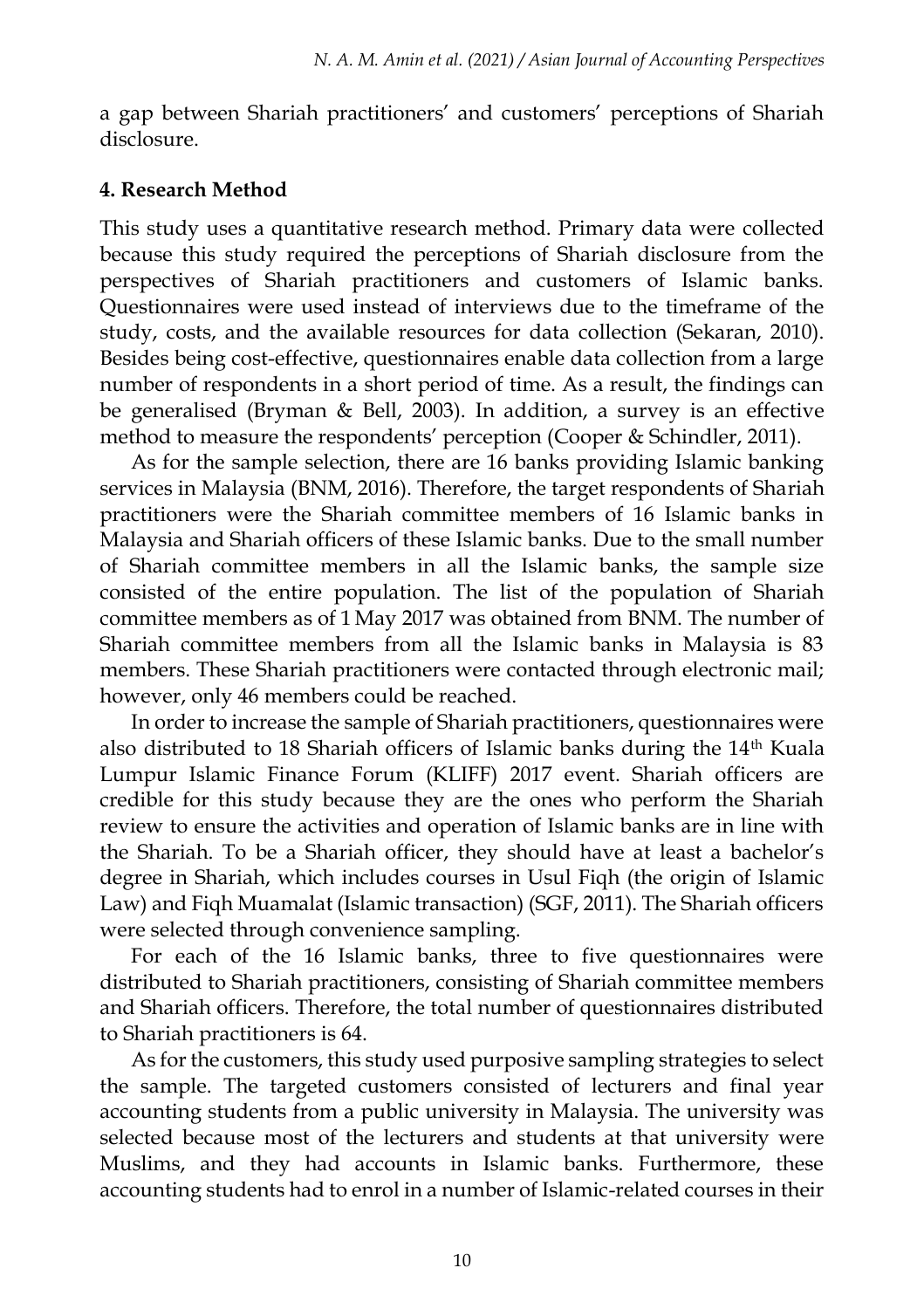a gap between Shariah practitioners' and customers' perceptions of Shariah disclosure.

## 4. Research Method

This study uses a quantitative research method. Primary data were collected because this study required the perceptions of Shariah disclosure from the perspectives of Shariah practitioners and customers of Islamic banks. Questionnaires were used instead of interviews due to the timeframe of the study, costs, and the available resources for data collection (Sekaran, 2010). Besides being cost-effective, questionnaires enable data collection from a large number of respondents in a short period of time. As a result, the findings can be generalised (Bryman & Bell, 2003). In addition, a survey is an effective method to measure the respondents' perception (Cooper & Schindler, 2011).

As for the sample selection, there are 16 banks providing Islamic banking services in Malaysia (BNM, 2016). Therefore, the target respondents of Shariah practitioners were the Shariah committee members of 16 Islamic banks in Malaysia and Shariah officers of these Islamic banks. Due to the small number of Shariah committee members in all the Islamic banks, the sample size consisted of the entire population. The list of the population of Shariah committee members as of 1 May 2017 was obtained from BNM. The number of Shariah committee members from all the Islamic banks in Malaysia is 83 members. These Shariah practitioners were contacted through electronic mail; however, only 46 members could be reached.

In order to increase the sample of Shariah practitioners, questionnaires were also distributed to 18 Shariah officers of Islamic banks during the 14th Kuala Lumpur Islamic Finance Forum (KLIFF) 2017 event. Shariah officers are credible for this study because they are the ones who perform the Shariah review to ensure the activities and operation of Islamic banks are in line with the Shariah. To be a Shariah officer, they should have at least a bachelor's degree in Shariah, which includes courses in Usul Fiqh (the origin of Islamic Law) and Fiqh Muamalat (Islamic transaction) (SGF, 2011). The Shariah officers were selected through convenience sampling.

For each of the 16 Islamic banks, three to five questionnaires were distributed to Shariah practitioners, consisting of Shariah committee members and Shariah officers. Therefore, the total number of questionnaires distributed to Shariah practitioners is 64.

As for the customers, this study used purposive sampling strategies to select the sample. The targeted customers consisted of lecturers and final year accounting students from a public university in Malaysia. The university was selected because most of the lecturers and students at that university were Muslims, and they had accounts in Islamic banks. Furthermore, these accounting students had to enrol in a number of Islamic-related courses in their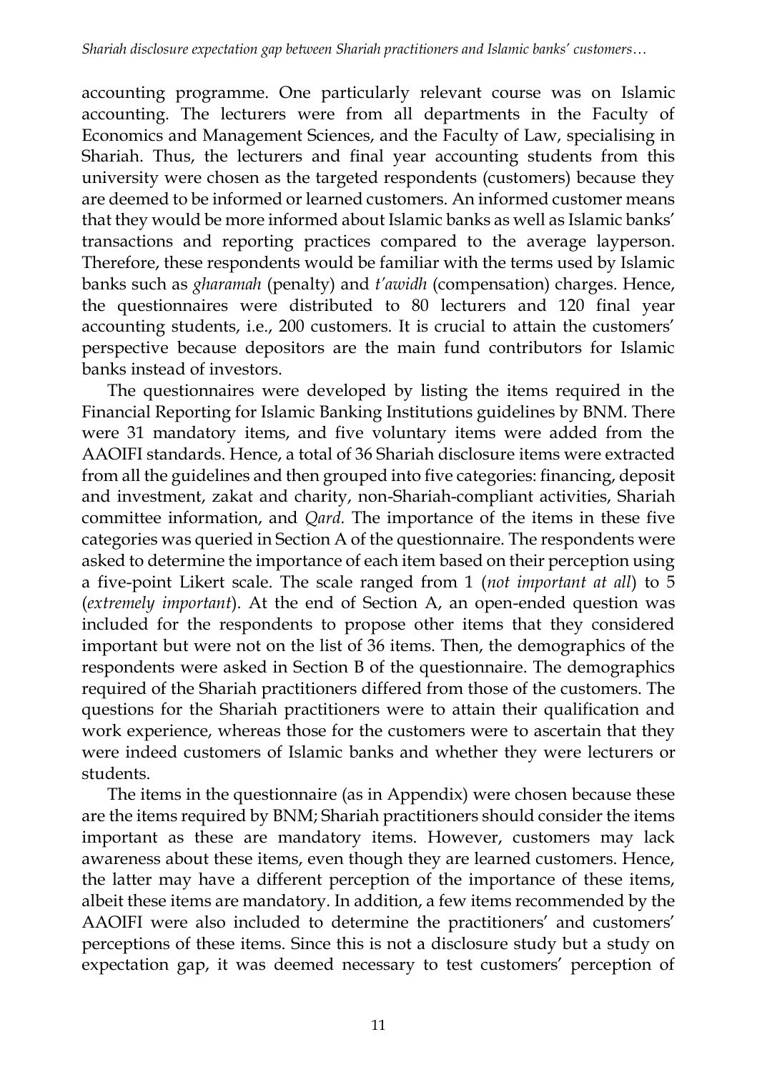accounting programme. One particularly relevant course was on Islamic accounting. The lecturers were from all departments in the Faculty of Economics and Management Sciences, and the Faculty of Law, specialising in Shariah. Thus, the lecturers and final year accounting students from this university were chosen as the targeted respondents (customers) because they are deemed to be informed or learned customers. An informed customer means that they would be more informed about Islamic banks as well as Islamic banks' transactions and reporting practices compared to the average layperson. Therefore, these respondents would be familiar with the terms used by Islamic banks such as *gharamah* (penalty) and *t'awidh* (compensation) charges. Hence, the questionnaires were distributed to 80 lecturers and 120 final year accounting students, i.e., 200 customers. It is crucial to attain the customers' perspective because depositors are the main fund contributors for Islamic banks instead of investors.

The questionnaires were developed by listing the items required in the Financial Reporting for Islamic Banking Institutions guidelines by BNM. There were 31 mandatory items, and five voluntary items were added from the AAOIFI standards. Hence, a total of 36 Shariah disclosure items were extracted from all the guidelines and then grouped into five categories: financing, deposit and investment, zakat and charity, non-Shariah-compliant activities, Shariah committee information, and *Qard.* The importance of the items in these five categories was queried in Section A of the questionnaire. The respondents were asked to determine the importance of each item based on their perception using a five-point Likert scale. The scale ranged from 1 (*not important at all*) to 5 (*extremely important*). At the end of Section A, an open-ended question was included for the respondents to propose other items that they considered important but were not on the list of 36 items. Then, the demographics of the respondents were asked in Section B of the questionnaire. The demographics required of the Shariah practitioners differed from those of the customers. The questions for the Shariah practitioners were to attain their qualification and work experience, whereas those for the customers were to ascertain that they were indeed customers of Islamic banks and whether they were lecturers or students.

The items in the questionnaire (as in Appendix) were chosen because these are the items required by BNM; Shariah practitioners should consider the items important as these are mandatory items. However, customers may lack awareness about these items, even though they are learned customers. Hence, the latter may have a different perception of the importance of these items, albeit these items are mandatory. In addition, a few items recommended by the AAOIFI were also included to determine the practitioners' and customers' perceptions of these items. Since this is not a disclosure study but a study on expectation gap, it was deemed necessary to test customers' perception of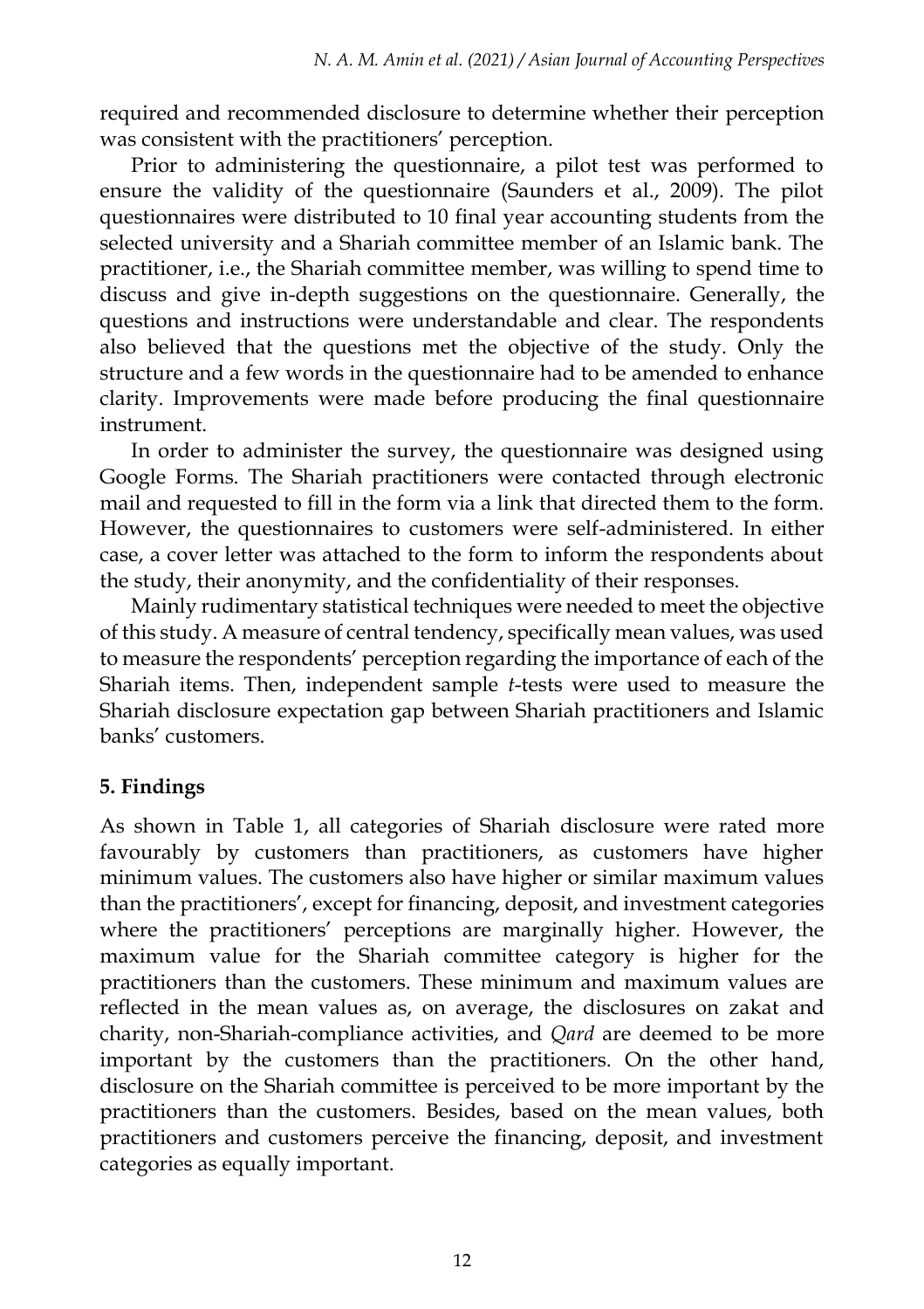required and recommended disclosure to determine whether their perception was consistent with the practitioners' perception.

Prior to administering the questionnaire, a pilot test was performed to ensure the validity of the questionnaire (Saunders et al., 2009). The pilot questionnaires were distributed to 10 final year accounting students from the selected university and a Shariah committee member of an Islamic bank. The practitioner, i.e., the Shariah committee member, was willing to spend time to discuss and give in-depth suggestions on the questionnaire. Generally, the questions and instructions were understandable and clear. The respondents also believed that the questions met the objective of the study. Only the structure and a few words in the questionnaire had to be amended to enhance clarity. Improvements were made before producing the final questionnaire instrument.

In order to administer the survey, the questionnaire was designed using Google Forms. The Shariah practitioners were contacted through electronic mail and requested to fill in the form via a link that directed them to the form. However, the questionnaires to customers were self-administered. In either case, a cover letter was attached to the form to inform the respondents about the study, their anonymity, and the confidentiality of their responses.

Mainly rudimentary statistical techniques were needed to meet the objective of this study. A measure of central tendency, specifically mean values, was used to measure the respondents' perception regarding the importance of each of the Shariah items. Then, independent sample *t*-tests were used to measure the Shariah disclosure expectation gap between Shariah practitioners and Islamic banks' customers.

## 5. Findings

As shown in Table 1, all categories of Shariah disclosure were rated more favourably by customers than practitioners, as customers have higher minimum values. The customers also have higher or similar maximum values than the practitioners', except for financing, deposit, and investment categories where the practitioners' perceptions are marginally higher. However, the maximum value for the Shariah committee category is higher for the practitioners than the customers. These minimum and maximum values are reflected in the mean values as, on average, the disclosures on zakat and charity, non-Shariah-compliance activities, and *Qard* are deemed to be more important by the customers than the practitioners. On the other hand, disclosure on the Shariah committee is perceived to be more important by the practitioners than the customers. Besides, based on the mean values, both practitioners and customers perceive the financing, deposit, and investment categories as equally important.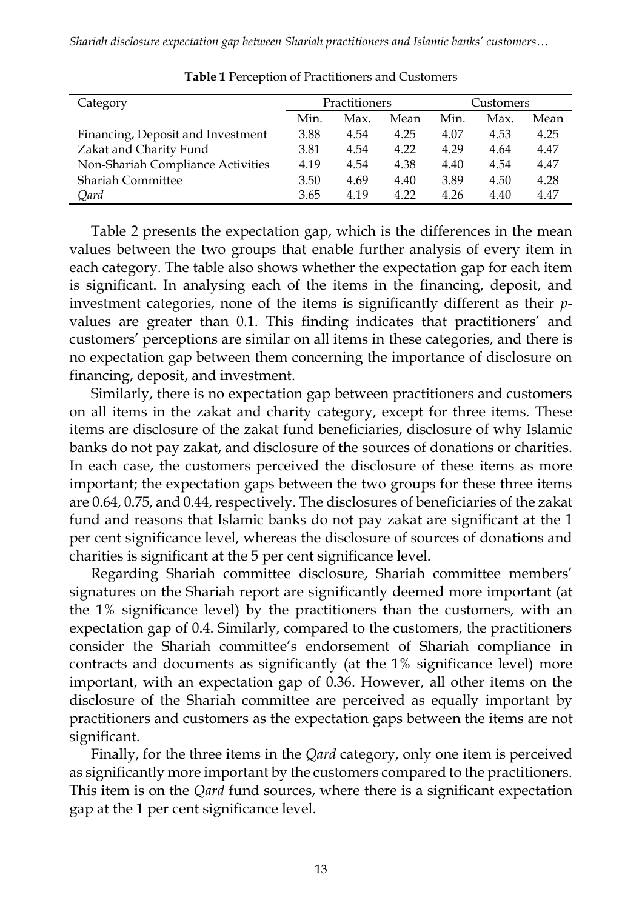**Table 1** Perception of Practitioners and Customers

| Category | Practitioners | | | Customers | | |
|---|---|---|---|---|---|---|
| | Min. | Max. | Mean | Min. | Max. | Mean |
| Financing, Deposit and Investment | 3.88 | 4.54 | 4.25 | 4.07 | 4.53 | 4.25 |
| Zakat and Charity Fund | 3.81 | 4.54 | 4.22 | 4.29 | 4.64 | 4.47 |
| Non-Shariah Compliance Activities | 4.19 | 4.54 | 4.38 | 4.40 | 4.54 | 4.47 |
| Shariah Committee | 3.50 | 4.69 | 4.40 | 3.89 | 4.50 | 4.28 |
| *Qard* | 3.65 | 4.19 | 4.22 | 4.26 | 4.40 | 4.47 |

Table 2 presents the expectation gap, which is the differences in the mean values between the two groups that enable further analysis of every item in each category. The table also shows whether the expectation gap for each item is significant. In analysing each of the items in the financing, deposit, and investment categories, none of the items is significantly different as their *p*-values are greater than 0.1. This finding indicates that practitioners' and customers' perceptions are similar on all items in these categories, and there is no expectation gap between them concerning the importance of disclosure on financing, deposit, and investment.

Similarly, there is no expectation gap between practitioners and customers on all items in the zakat and charity category, except for three items. These items are disclosure of the zakat fund beneficiaries, disclosure of why Islamic banks do not pay zakat, and disclosure of the sources of donations or charities. In each case, the customers perceived the disclosure of these items as more important; the expectation gaps between the two groups for these three items are 0.64, 0.75, and 0.44, respectively. The disclosures of beneficiaries of the zakat fund and reasons that Islamic banks do not pay zakat are significant at the 1 per cent significance level, whereas the disclosure of sources of donations and charities is significant at the 5 per cent significance level.

Regarding Shariah committee disclosure, Shariah committee members' signatures on the Shariah report are significantly deemed more important (at the 1% significance level) by the practitioners than the customers, with an expectation gap of 0.4. Similarly, compared to the customers, the practitioners consider the Shariah committee's endorsement of Shariah compliance in contracts and documents as significantly (at the 1% significance level) more important, with an expectation gap of 0.36. However, all other items on the disclosure of the Shariah committee are perceived as equally important by practitioners and customers as the expectation gaps between the items are not significant.

Finally, for the three items in the *Qard* category, only one item is perceived as significantly more important by the customers compared to the practitioners. This item is on the *Qard* fund sources, where there is a significant expectation gap at the 1 per cent significance level.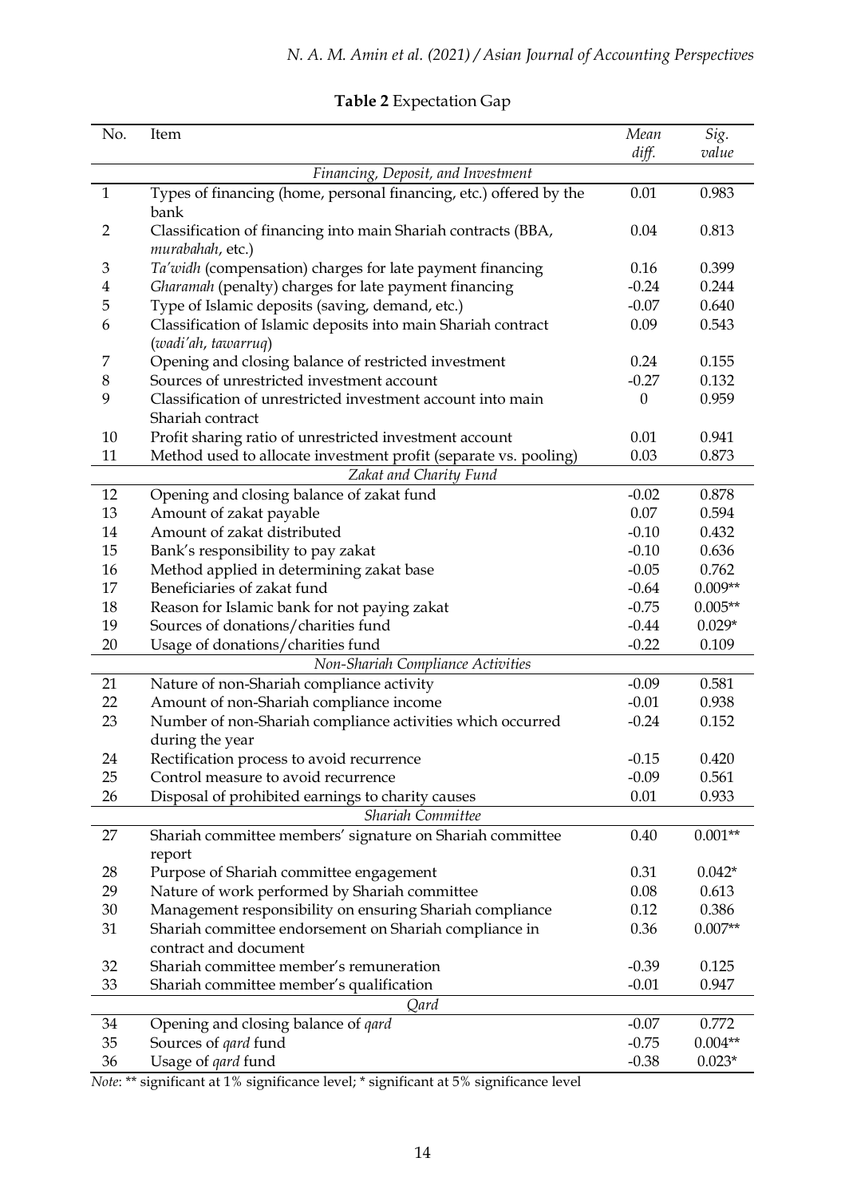**Table 2** Expectation Gap

| No. | Item | *Mean diff.* | *Sig. value* |
|---|---|---|---|
| | *Financing, Deposit, and Investment* | | |
| 1 | Types of financing (home, personal financing, etc.) offered by the bank | 0.01 | 0.983 |
| 2 | Classification of financing into main Shariah contracts (BBA, *murabahah*, etc.) | 0.04 | 0.813 |
| 3 | *Ta'widh* (compensation) charges for late payment financing | 0.16 | 0.399 |
| 4 | *Gharamah* (penalty) charges for late payment financing | -0.24 | 0.244 |
| 5 | Type of Islamic deposits (saving, demand, etc.) | -0.07 | 0.640 |
| 6 | Classification of Islamic deposits into main Shariah contract (*wadi'ah*, *tawarruq*) | 0.09 | 0.543 |
| 7 | Opening and closing balance of restricted investment | 0.24 | 0.155 |
| 8 | Sources of unrestricted investment account | -0.27 | 0.132 |
| 9 | Classification of unrestricted investment account into main Shariah contract | 0 | 0.959 |
| 10 | Profit sharing ratio of unrestricted investment account | 0.01 | 0.941 |
| 11 | Method used to allocate investment profit (separate vs. pooling) | 0.03 | 0.873 |
| | *Zakat and Charity Fund* | | |
| 12 | Opening and closing balance of zakat fund | -0.02 | 0.878 |
| 13 | Amount of zakat payable | 0.07 | 0.594 |
| 14 | Amount of zakat distributed | -0.10 | 0.432 |
| 15 | Bank's responsibility to pay zakat | -0.10 | 0.636 |
| 16 | Method applied in determining zakat base | -0.05 | 0.762 |
| 17 | Beneficiaries of zakat fund | -0.64 | 0.009** |
| 18 | Reason for Islamic bank for not paying zakat | -0.75 | 0.005** |
| 19 | Sources of donations/charities fund | -0.44 | 0.029* |
| 20 | Usage of donations/charities fund | -0.22 | 0.109 |
| | *Non-Shariah Compliance Activities* | | |
| 21 | Nature of non-Shariah compliance activity | -0.09 | 0.581 |
| 22 | Amount of non-Shariah compliance income | -0.01 | 0.938 |
| 23 | Number of non-Shariah compliance activities which occurred during the year | -0.24 | 0.152 |
| 24 | Rectification process to avoid recurrence | -0.15 | 0.420 |
| 25 | Control measure to avoid recurrence | -0.09 | 0.561 |
| 26 | Disposal of prohibited earnings to charity causes | 0.01 | 0.933 |
| | *Shariah Committee* | | |
| 27 | Shariah committee members' signature on Shariah committee report | 0.40 | 0.001** |
| 28 | Purpose of Shariah committee engagement | 0.31 | 0.042* |
| 29 | Nature of work performed by Shariah committee | 0.08 | 0.613 |
| 30 | Management responsibility on ensuring Shariah compliance | 0.12 | 0.386 |
| 31 | Shariah committee endorsement on Shariah compliance in contract and document | 0.36 | 0.007** |
| 32 | Shariah committee member's remuneration | -0.39 | 0.125 |
| 33 | Shariah committee member's qualification | -0.01 | 0.947 |
| | *Qard* | | |
| 34 | Opening and closing balance of *qard* | -0.07 | 0.772 |
| 35 | Sources of *qard* fund | -0.75 | 0.004** |
| 36 | Usage of *qard* fund | -0.38 | 0.023* |

*Note*: ** significant at 1% significance level; * significant at 5% significance level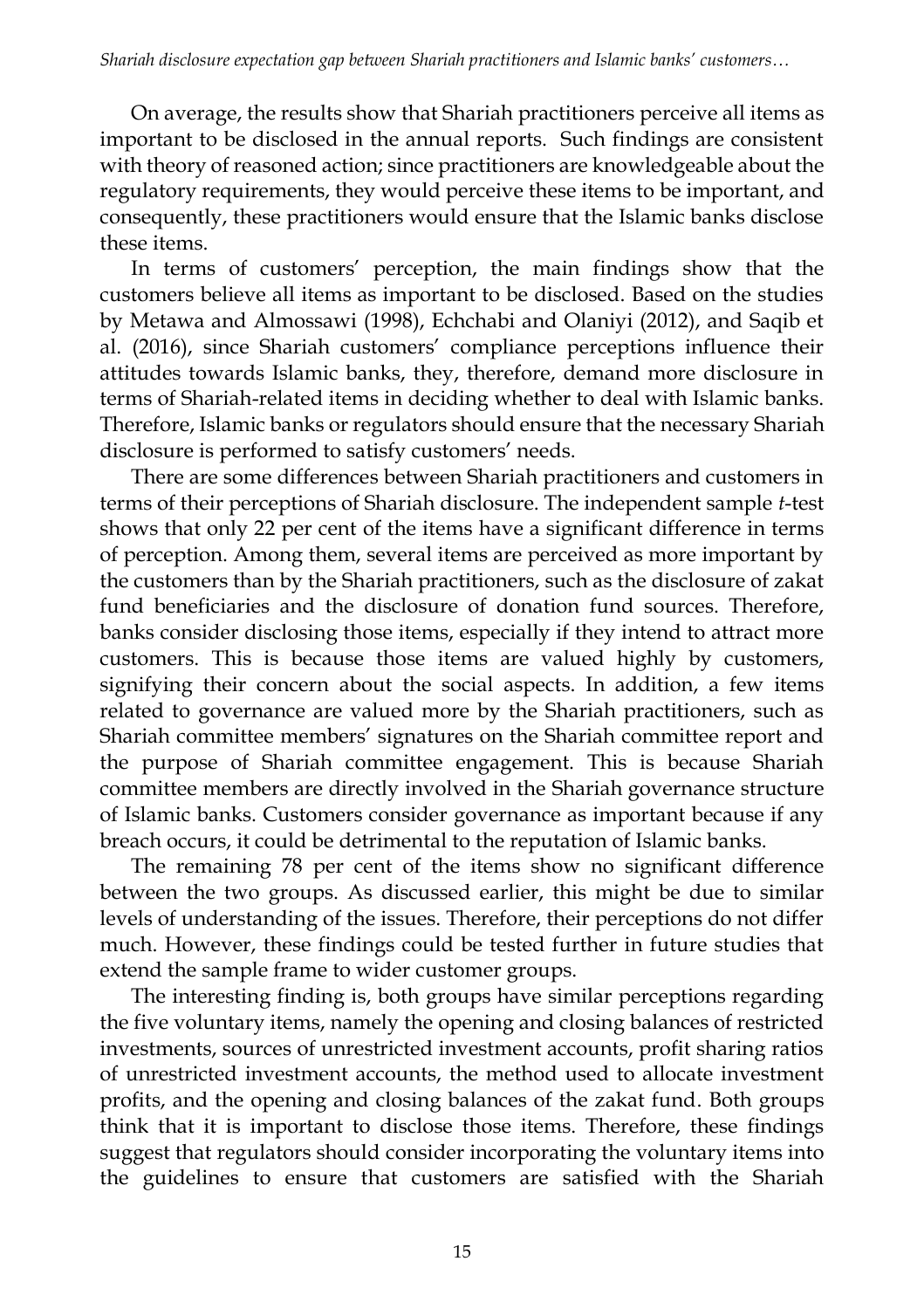On average, the results show that Shariah practitioners perceive all items as important to be disclosed in the annual reports. Such findings are consistent with theory of reasoned action; since practitioners are knowledgeable about the regulatory requirements, they would perceive these items to be important, and consequently, these practitioners would ensure that the Islamic banks disclose these items.

In terms of customers' perception, the main findings show that the customers believe all items as important to be disclosed. Based on the studies by Metawa and Almossawi (1998), Echchabi and Olaniyi (2012), and Saqib et al. (2016), since Shariah customers' compliance perceptions influence their attitudes towards Islamic banks, they, therefore, demand more disclosure in terms of Shariah-related items in deciding whether to deal with Islamic banks. Therefore, Islamic banks or regulators should ensure that the necessary Shariah disclosure is performed to satisfy customers' needs.

There are some differences between Shariah practitioners and customers in terms of their perceptions of Shariah disclosure. The independent sample *t*-test shows that only 22 per cent of the items have a significant difference in terms of perception. Among them, several items are perceived as more important by the customers than by the Shariah practitioners, such as the disclosure of zakat fund beneficiaries and the disclosure of donation fund sources. Therefore, banks consider disclosing those items, especially if they intend to attract more customers. This is because those items are valued highly by customers, signifying their concern about the social aspects. In addition, a few items related to governance are valued more by the Shariah practitioners, such as Shariah committee members' signatures on the Shariah committee report and the purpose of Shariah committee engagement. This is because Shariah committee members are directly involved in the Shariah governance structure of Islamic banks. Customers consider governance as important because if any breach occurs, it could be detrimental to the reputation of Islamic banks.

The remaining 78 per cent of the items show no significant difference between the two groups. As discussed earlier, this might be due to similar levels of understanding of the issues. Therefore, their perceptions do not differ much. However, these findings could be tested further in future studies that extend the sample frame to wider customer groups.

The interesting finding is, both groups have similar perceptions regarding the five voluntary items, namely the opening and closing balances of restricted investments, sources of unrestricted investment accounts, profit sharing ratios of unrestricted investment accounts, the method used to allocate investment profits, and the opening and closing balances of the zakat fund. Both groups think that it is important to disclose those items. Therefore, these findings suggest that regulators should consider incorporating the voluntary items into the guidelines to ensure that customers are satisfied with the Shariah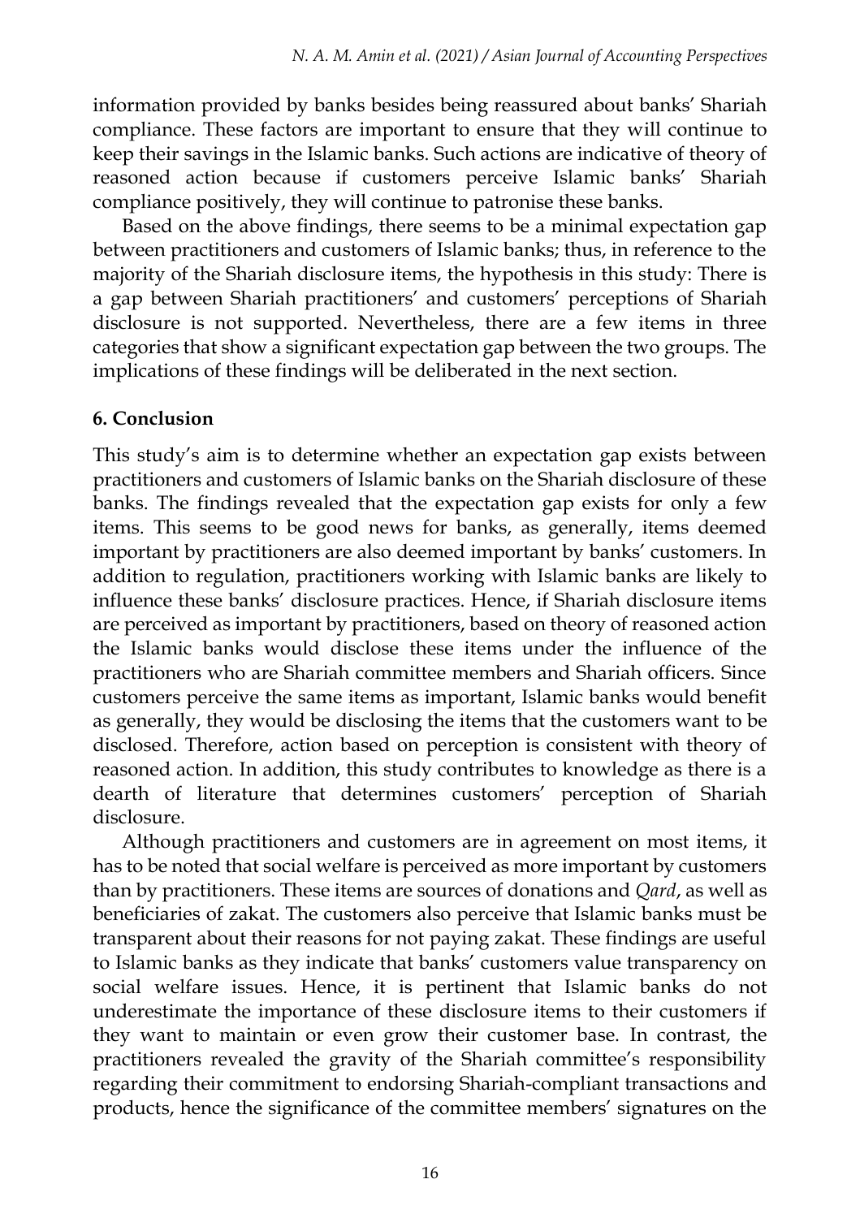information provided by banks besides being reassured about banks' Shariah compliance. These factors are important to ensure that they will continue to keep their savings in the Islamic banks. Such actions are indicative of theory of reasoned action because if customers perceive Islamic banks' Shariah compliance positively, they will continue to patronise these banks.

Based on the above findings, there seems to be a minimal expectation gap between practitioners and customers of Islamic banks; thus, in reference to the majority of the Shariah disclosure items, the hypothesis in this study: There is a gap between Shariah practitioners' and customers' perceptions of Shariah disclosure is not supported. Nevertheless, there are a few items in three categories that show a significant expectation gap between the two groups. The implications of these findings will be deliberated in the next section.

## 6. Conclusion

This study's aim is to determine whether an expectation gap exists between practitioners and customers of Islamic banks on the Shariah disclosure of these banks. The findings revealed that the expectation gap exists for only a few items. This seems to be good news for banks, as generally, items deemed important by practitioners are also deemed important by banks' customers. In addition to regulation, practitioners working with Islamic banks are likely to influence these banks' disclosure practices. Hence, if Shariah disclosure items are perceived as important by practitioners, based on theory of reasoned action the Islamic banks would disclose these items under the influence of the practitioners who are Shariah committee members and Shariah officers. Since customers perceive the same items as important, Islamic banks would benefit as generally, they would be disclosing the items that the customers want to be disclosed. Therefore, action based on perception is consistent with theory of reasoned action. In addition, this study contributes to knowledge as there is a dearth of literature that determines customers' perception of Shariah disclosure.

Although practitioners and customers are in agreement on most items, it has to be noted that social welfare is perceived as more important by customers than by practitioners. These items are sources of donations and *Qard*, as well as beneficiaries of zakat. The customers also perceive that Islamic banks must be transparent about their reasons for not paying zakat. These findings are useful to Islamic banks as they indicate that banks' customers value transparency on social welfare issues. Hence, it is pertinent that Islamic banks do not underestimate the importance of these disclosure items to their customers if they want to maintain or even grow their customer base. In contrast, the practitioners revealed the gravity of the Shariah committee's responsibility regarding their commitment to endorsing Shariah-compliant transactions and products, hence the significance of the committee members' signatures on the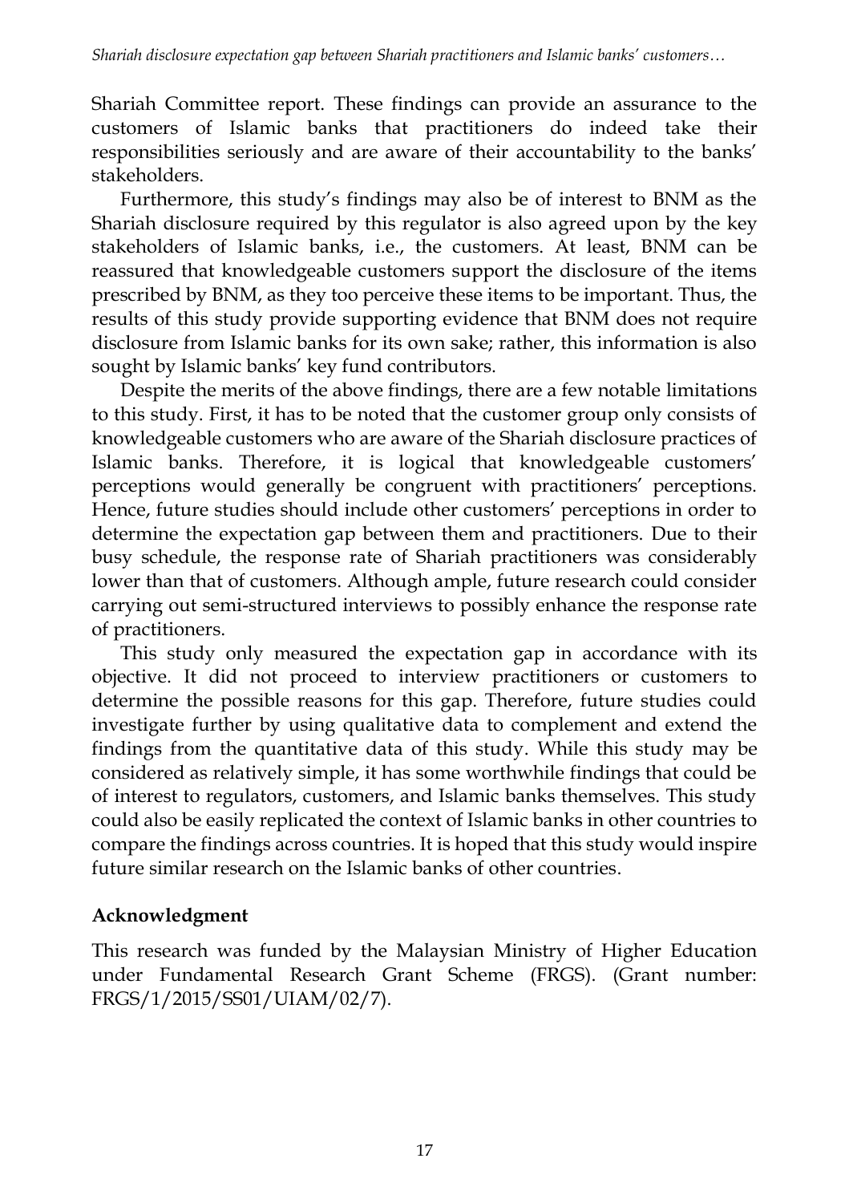Shariah Committee report. These findings can provide an assurance to the customers of Islamic banks that practitioners do indeed take their responsibilities seriously and are aware of their accountability to the banks' stakeholders.

Furthermore, this study's findings may also be of interest to BNM as the Shariah disclosure required by this regulator is also agreed upon by the key stakeholders of Islamic banks, i.e., the customers. At least, BNM can be reassured that knowledgeable customers support the disclosure of the items prescribed by BNM, as they too perceive these items to be important. Thus, the results of this study provide supporting evidence that BNM does not require disclosure from Islamic banks for its own sake; rather, this information is also sought by Islamic banks' key fund contributors.

Despite the merits of the above findings, there are a few notable limitations to this study. First, it has to be noted that the customer group only consists of knowledgeable customers who are aware of the Shariah disclosure practices of Islamic banks. Therefore, it is logical that knowledgeable customers' perceptions would generally be congruent with practitioners' perceptions. Hence, future studies should include other customers' perceptions in order to determine the expectation gap between them and practitioners. Due to their busy schedule, the response rate of Shariah practitioners was considerably lower than that of customers. Although ample, future research could consider carrying out semi-structured interviews to possibly enhance the response rate of practitioners.

This study only measured the expectation gap in accordance with its objective. It did not proceed to interview practitioners or customers to determine the possible reasons for this gap. Therefore, future studies could investigate further by using qualitative data to complement and extend the findings from the quantitative data of this study. While this study may be considered as relatively simple, it has some worthwhile findings that could be of interest to regulators, customers, and Islamic banks themselves. This study could also be easily replicated the context of Islamic banks in other countries to compare the findings across countries. It is hoped that this study would inspire future similar research on the Islamic banks of other countries.

## Acknowledgment

This research was funded by the Malaysian Ministry of Higher Education under Fundamental Research Grant Scheme (FRGS). (Grant number: FRGS/1/2015/SS01/UIAM/02/7).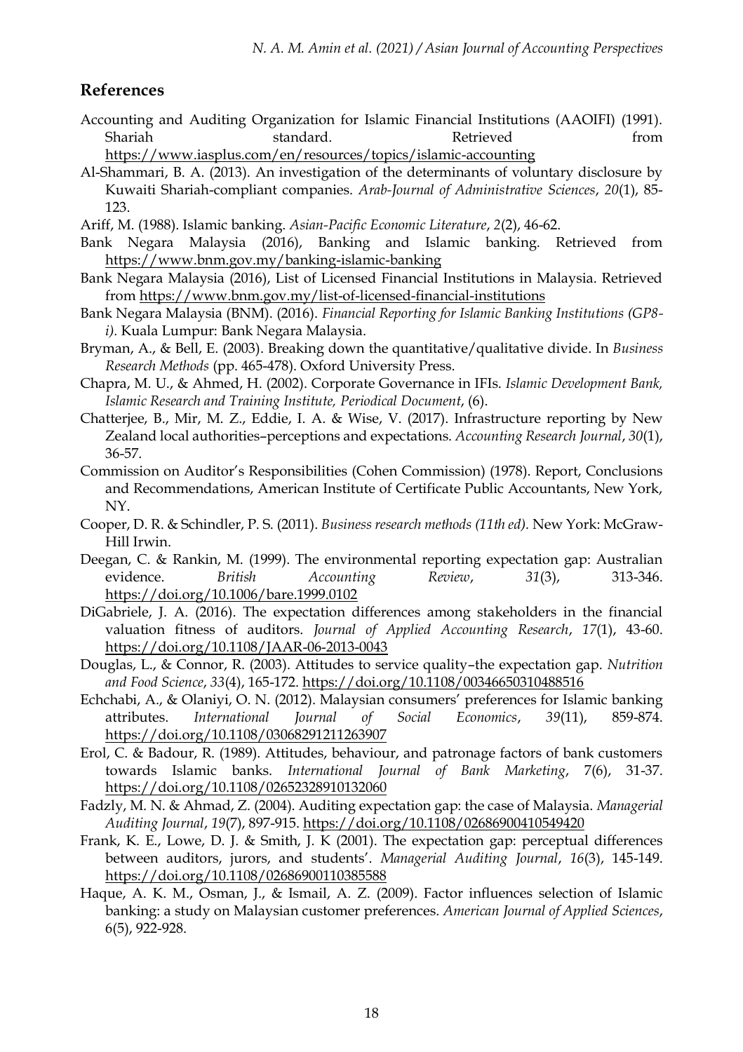## References

Accounting and Auditing Organization for Islamic Financial Institutions (AAOIFI) (1991). Shariah standard. Retrieved from https://www.iasplus.com/en/resources/topics/islamic-accounting

Al-Shammari, B. A. (2013). An investigation of the determinants of voluntary disclosure by Kuwaiti Shariah-compliant companies. *Arab-Journal of Administrative Sciences*, *20*(1), 85-123.

Ariff, M. (1988). Islamic banking. *Asian-Pacific Economic Literature*, *2*(2), 46-62.

Bank Negara Malaysia (2016), Banking and Islamic banking. Retrieved from https://www.bnm.gov.my/banking-islamic-banking

Bank Negara Malaysia (2016), List of Licensed Financial Institutions in Malaysia. Retrieved from https://www.bnm.gov.my/list-of-licensed-financial-institutions

Bank Negara Malaysia (BNM). (2016). *Financial Reporting for Islamic Banking Institutions (GP8-i).* Kuala Lumpur: Bank Negara Malaysia.

Bryman, A., & Bell, E. (2003). Breaking down the quantitative/qualitative divide. In *Business Research Methods* (pp. 465-478). Oxford University Press.

Chapra, M. U., & Ahmed, H. (2002). Corporate Governance in IFIs. *Islamic Development Bank, Islamic Research and Training Institute, Periodical Document*, (6).

Chatterjee, B., Mir, M. Z., Eddie, I. A. & Wise, V. (2017). Infrastructure reporting by New Zealand local authorities–perceptions and expectations. *Accounting Research Journal*, *30*(1), 36-57.

Commission on Auditor's Responsibilities (Cohen Commission) (1978). Report, Conclusions and Recommendations, American Institute of Certificate Public Accountants, New York, NY.

Cooper, D. R. & Schindler, P. S. (2011). *Business research methods (11th ed).* New York: McGraw-Hill Irwin.

Deegan, C. & Rankin, M. (1999). The environmental reporting expectation gap: Australian evidence. *British Accounting Review*, *31*(3), 313-346. https://doi.org/10.1006/bare.1999.0102

DiGabriele, J. A. (2016). The expectation differences among stakeholders in the financial valuation fitness of auditors. *Journal of Applied Accounting Research*, *17*(1), 43-60. https://doi.org/10.1108/JAAR-06-2013-0043

Douglas, L., & Connor, R. (2003). Attitudes to service quality–the expectation gap. *Nutrition and Food Science*, *33*(4), 165-172. https://doi.org/10.1108/00346650310488516

Echchabi, A., & Olaniyi, O. N. (2012). Malaysian consumers' preferences for Islamic banking attributes. *International Journal of Social Economics*, *39*(11), 859-874. https://doi.org/10.1108/03068291211263907

Erol, C. & Badour, R. (1989). Attitudes, behaviour, and patronage factors of bank customers towards Islamic banks. *International Journal of Bank Marketing*, 7(6), 31-37. https://doi.org/10.1108/02652328910132060

Fadzly, M. N. & Ahmad, Z. (2004). Auditing expectation gap: the case of Malaysia. *Managerial Auditing Journal*, *19*(7), 897-915. https://doi.org/10.1108/02686900410549420

Frank, K. E., Lowe, D. J. & Smith, J. K (2001). The expectation gap: perceptual differences between auditors, jurors, and students'. *Managerial Auditing Journal*, *16*(3), 145-149. https://doi.org/10.1108/02686900110385588

Haque, A. K. M., Osman, J., & Ismail, A. Z. (2009). Factor influences selection of Islamic banking: a study on Malaysian customer preferences. *American Journal of Applied Sciences*, 6(5), 922-928.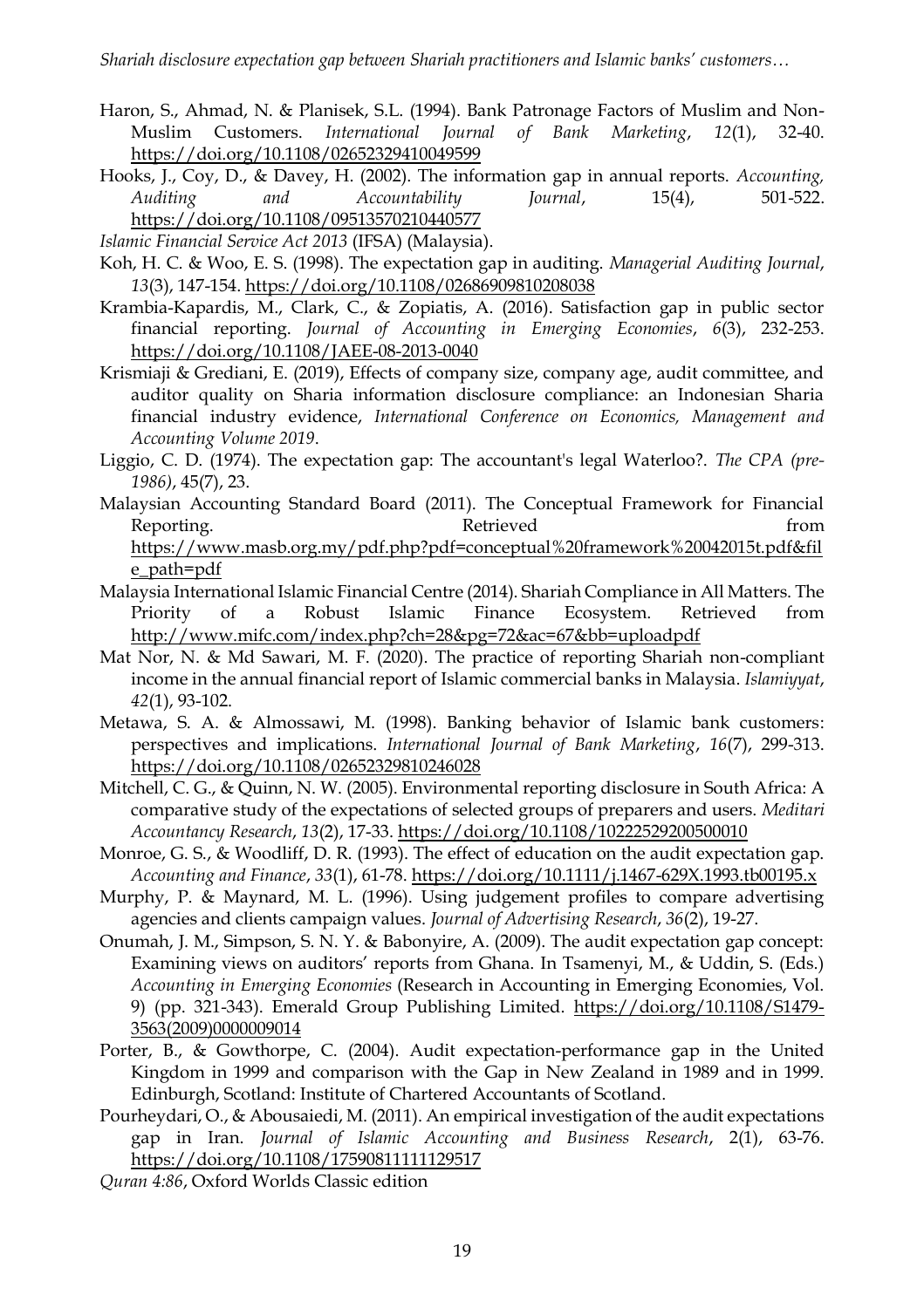Haron, S., Ahmad, N. & Planisek, S.L. (1994). Bank Patronage Factors of Muslim and Non-Muslim Customers. *International Journal of Bank Marketing*, *12*(1), 32-40. https://doi.org/10.1108/02652329410049599

Hooks, J., Coy, D., & Davey, H. (2002). The information gap in annual reports. *Accounting, Auditing and Accountability Journal*, 15(4), 501-522. https://doi.org/10.1108/09513570210440577

*Islamic Financial Service Act 2013* (IFSA) (Malaysia).

Koh, H. C. & Woo, E. S. (1998). The expectation gap in auditing. *Managerial Auditing Journal*, *13*(3), 147-154. https://doi.org/10.1108/02686909810208038

Krambia-Kapardis, M., Clark, C., & Zopiatis, A. (2016). Satisfaction gap in public sector financial reporting. *Journal of Accounting in Emerging Economies*, *6*(3), 232-253. https://doi.org/10.1108/JAEE-08-2013-0040

Krismiaji & Grediani, E. (2019), Effects of company size, company age, audit committee, and auditor quality on Sharia information disclosure compliance: an Indonesian Sharia financial industry evidence, *International Conference on Economics, Management and Accounting Volume 2019*.

Liggio, C. D. (1974). The expectation gap: The accountant's legal Waterloo?. *The CPA (pre-1986)*, 45(7), 23.

Malaysian Accounting Standard Board (2011). The Conceptual Framework for Financial Reporting. Retrieved from https://www.masb.org.my/pdf.php?pdf=conceptual%20framework%20042015t.pdf&file_path=pdf

Malaysia International Islamic Financial Centre (2014). Shariah Compliance in All Matters. The Priority of a Robust Islamic Finance Ecosystem. Retrieved from http://www.mifc.com/index.php?ch=28&pg=72&ac=67&bb=uploadpdf

Mat Nor, N. & Md Sawari, M. F. (2020). The practice of reporting Shariah non-compliant income in the annual financial report of Islamic commercial banks in Malaysia. *Islamiyyat*, *42*(1), 93-102.

Metawa, S. A. & Almossawi, M. (1998). Banking behavior of Islamic bank customers: perspectives and implications. *International Journal of Bank Marketing*, *16*(7), 299-313. https://doi.org/10.1108/02652329810246028

Mitchell, C. G., & Quinn, N. W. (2005). Environmental reporting disclosure in South Africa: A comparative study of the expectations of selected groups of preparers and users. *Meditari Accountancy Research*, *13*(2), 17-33. https://doi.org/10.1108/10222529200500010

Monroe, G. S., & Woodliff, D. R. (1993). The effect of education on the audit expectation gap. *Accounting and Finance*, *33*(1), 61-78. https://doi.org/10.1111/j.1467-629X.1993.tb00195.x

Murphy, P. & Maynard, M. L. (1996). Using judgement profiles to compare advertising agencies and clients campaign values. *Journal of Advertising Research*, *36*(2), 19-27.

Onumah, J. M., Simpson, S. N. Y. & Babonyire, A. (2009). The audit expectation gap concept: Examining views on auditors' reports from Ghana. In Tsamenyi, M., & Uddin, S. (Eds.) *Accounting in Emerging Economies* (Research in Accounting in Emerging Economies, Vol. 9) (pp. 321-343). Emerald Group Publishing Limited. https://doi.org/10.1108/S1479-3563(2009)0000009014

Porter, B., & Gowthorpe, C. (2004). Audit expectation-performance gap in the United Kingdom in 1999 and comparison with the Gap in New Zealand in 1989 and in 1999. Edinburgh, Scotland: Institute of Chartered Accountants of Scotland.

Pourheydari, O., & Abousaiedi, M. (2011). An empirical investigation of the audit expectations gap in Iran. *Journal of Islamic Accounting and Business Research*, 2(1), 63-76. https://doi.org/10.1108/17590811111129517

*Quran 4:86*, Oxford Worlds Classic edition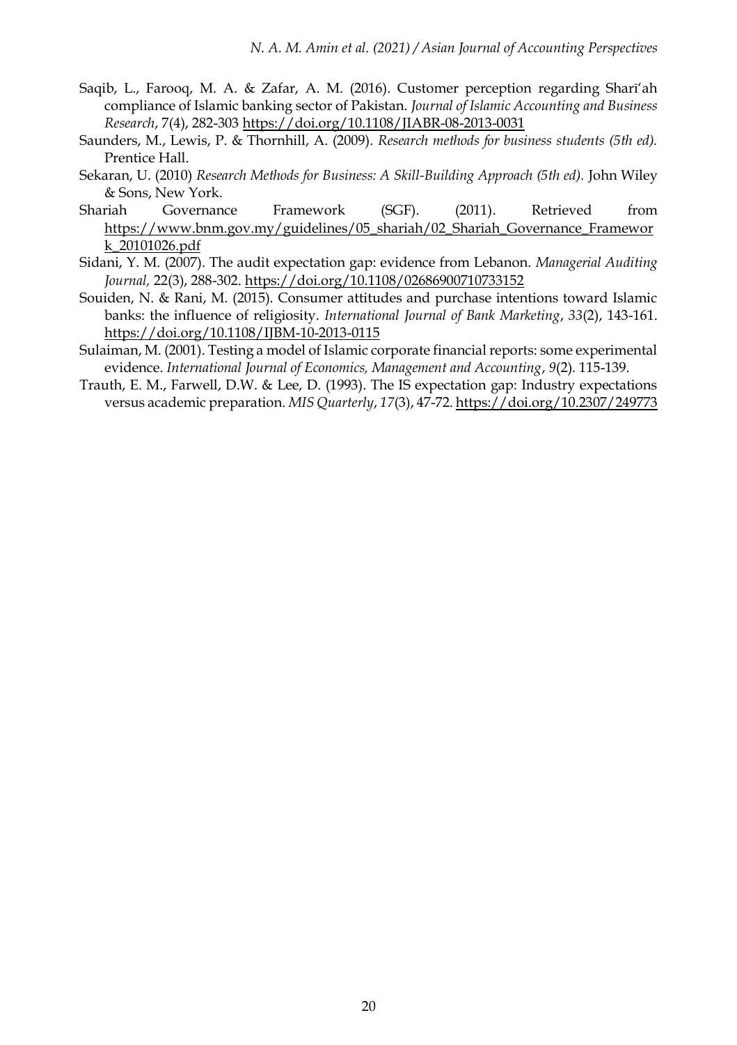Saqib, L., Farooq, M. A. & Zafar, A. M. (2016). Customer perception regarding Sharī'ah compliance of Islamic banking sector of Pakistan. *Journal of Islamic Accounting and Business Research*, 7(4), 282-303 https://doi.org/10.1108/JIABR-08-2013-0031

Saunders, M., Lewis, P. & Thornhill, A. (2009). *Research methods for business students (5th ed).* Prentice Hall.

Sekaran, U. (2010) *Research Methods for Business: A Skill-Building Approach (5th ed).* John Wiley & Sons, New York.

Shariah Governance Framework (SGF). (2011). Retrieved from https://www.bnm.gov.my/guidelines/05_shariah/02_Shariah_Governance_Framework_20101026.pdf

Sidani, Y. M. (2007). The audit expectation gap: evidence from Lebanon. *Managerial Auditing Journal,* 22(3), 288-302. https://doi.org/10.1108/02686900710733152

Souiden, N. & Rani, M. (2015). Consumer attitudes and purchase intentions toward Islamic banks: the influence of religiosity. *International Journal of Bank Marketing*, *33*(2), 143-161. https://doi.org/10.1108/IJBM-10-2013-0115

Sulaiman, M. (2001). Testing a model of Islamic corporate financial reports: some experimental evidence. *International Journal of Economics, Management and Accounting*, *9*(2). 115-139.

Trauth, E. M., Farwell, D.W. & Lee, D. (1993). The IS expectation gap: Industry expectations versus academic preparation. *MIS Quarterly*, *17*(3), 47-72. https://doi.org/10.2307/249773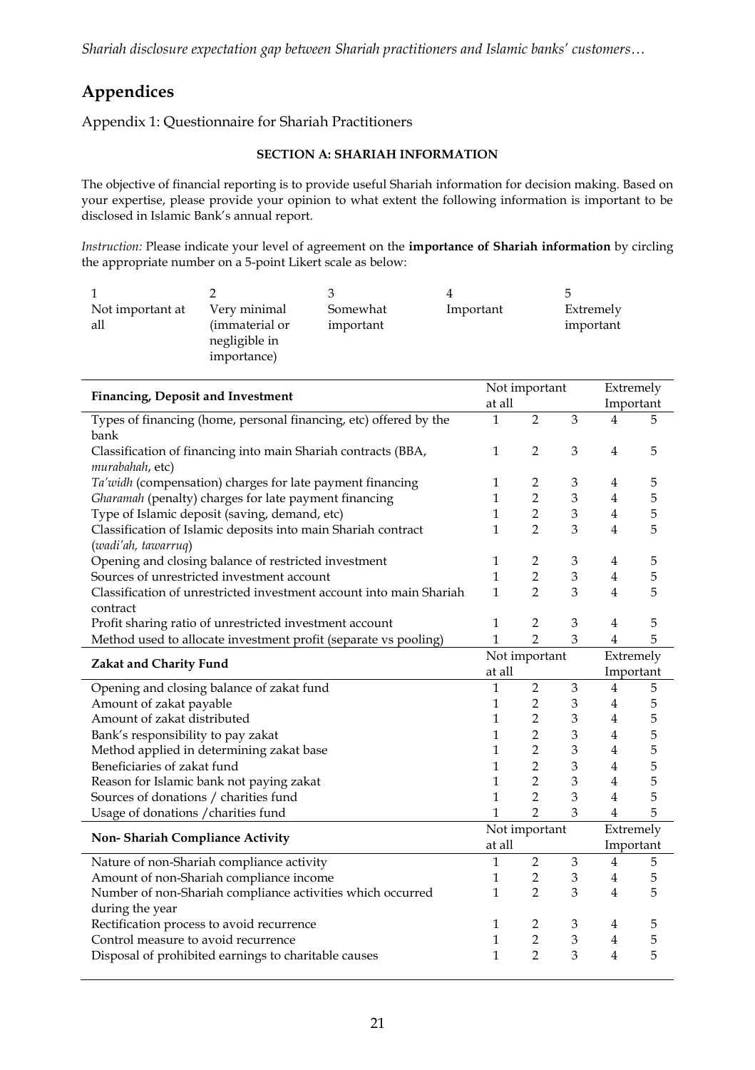# Appendices

## Appendix 1: Questionnaire for Shariah Practitioners

### SECTION A: SHARIAH INFORMATION

The objective of financial reporting is to provide useful Shariah information for decision making. Based on your expertise, please provide your opinion to what extent the following information is important to be disclosed in Islamic Bank's annual report.

*Instruction:* Please indicate your level of agreement on the **importance of Shariah information** by circling the appropriate number on a 5-point Likert scale as below:

| 1 | 2 | 3 | 4 | 5 |
|---|---|---|---|---|
| Not important at all | Very minimal (immaterial or negligible in importance) | Somewhat important | Important | Extremely important |

| **Financing, Deposit and Investment** | Not important at all | | | | Extremely Important |
|---|---|---|---|---|---|
| Types of financing (home, personal financing, etc) offered by the bank | 1 | 2 | 3 | 4 | 5 |
| Classification of financing into main Shariah contracts (BBA, *murabahah*, etc) | 1 | 2 | 3 | 4 | 5 |
| *Ta'widh* (compensation) charges for late payment financing | 1 | 2 | 3 | 4 | 5 |
| *Gharamah* (penalty) charges for late payment financing | 1 | 2 | 3 | 4 | 5 |
| Type of Islamic deposit (saving, demand, etc) | 1 | 2 | 3 | 4 | 5 |
| Classification of Islamic deposits into main Shariah contract (*wadi'ah, tawarruq*) | 1 | 2 | 3 | 4 | 5 |
| Opening and closing balance of restricted investment | 1 | 2 | 3 | 4 | 5 |
| Sources of unrestricted investment account | 1 | 2 | 3 | 4 | 5 |
| Classification of unrestricted investment account into main Shariah contract | 1 | 2 | 3 | 4 | 5 |
| Profit sharing ratio of unrestricted investment account | 1 | 2 | 3 | 4 | 5 |
| Method used to allocate investment profit (separate vs pooling) | 1 | 2 | 3 | 4 | 5 |
| **Zakat and Charity Fund** | Not important at all | | | | Extremely Important |
| Opening and closing balance of zakat fund | 1 | 2 | 3 | 4 | 5 |
| Amount of zakat payable | 1 | 2 | 3 | 4 | 5 |
| Amount of zakat distributed | 1 | 2 | 3 | 4 | 5 |
| Bank's responsibility to pay zakat | 1 | 2 | 3 | 4 | 5 |
| Method applied in determining zakat base | 1 | 2 | 3 | 4 | 5 |
| Beneficiaries of zakat fund | 1 | 2 | 3 | 4 | 5 |
| Reason for Islamic bank not paying zakat | 1 | 2 | 3 | 4 | 5 |
| Sources of donations / charities fund | 1 | 2 | 3 | 4 | 5 |
| Usage of donations /charities fund | 1 | 2 | 3 | 4 | 5 |
| **Non- Shariah Compliance Activity** | Not important at all | | | | Extremely Important |
| Nature of non-Shariah compliance activity | 1 | 2 | 3 | 4 | 5 |
| Amount of non-Shariah compliance income | 1 | 2 | 3 | 4 | 5 |
| Number of non-Shariah compliance activities which occurred during the year | 1 | 2 | 3 | 4 | 5 |
| Rectification process to avoid recurrence | 1 | 2 | 3 | 4 | 5 |
| Control measure to avoid recurrence | 1 | 2 | 3 | 4 | 5 |
| Disposal of prohibited earnings to charitable causes | 1 | 2 | 3 | 4 | 5 |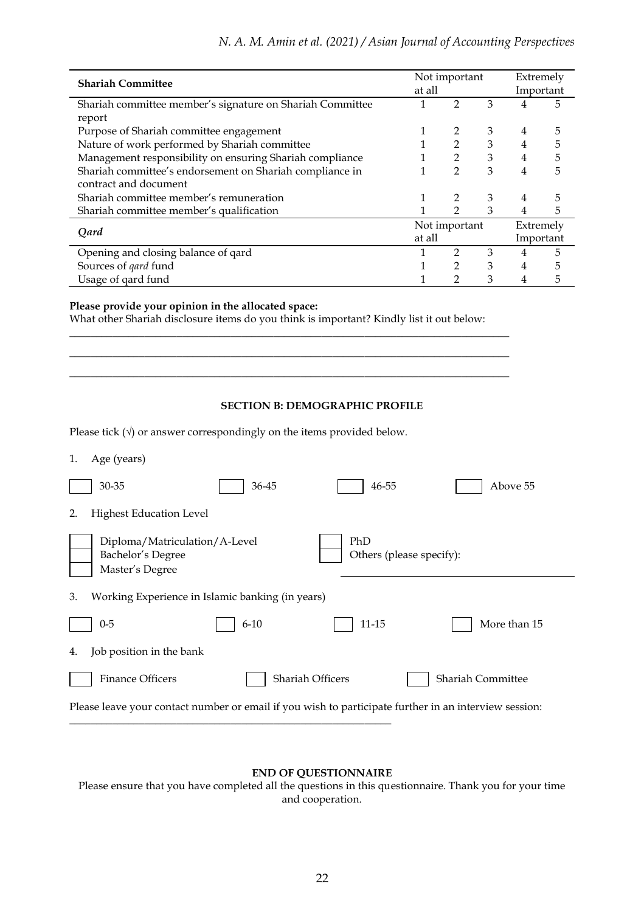| Shariah Committee | Not important at all | | | | Extremely Important |
|---|---|---|---|---|---|
| Shariah committee member's signature on Shariah Committee report | 1 | 2 | 3 | 4 | 5 |
| Purpose of Shariah committee engagement | 1 | 2 | 3 | 4 | 5 |
| Nature of work performed by Shariah committee | 1 | 2 | 3 | 4 | 5 |
| Management responsibility on ensuring Shariah compliance | 1 | 2 | 3 | 4 | 5 |
| Shariah committee's endorsement on Shariah compliance in contract and document | 1 | 2 | 3 | 4 | 5 |
| Shariah committee member's remuneration | 1 | 2 | 3 | 4 | 5 |
| Shariah committee member's qualification | 1 | 2 | 3 | 4 | 5 |
| ***Qard*** | **Not important at all** | | | | **Extremely Important** |
| Opening and closing balance of qard | 1 | 2 | 3 | 4 | 5 |
| Sources of *qard* fund | 1 | 2 | 3 | 4 | 5 |
| Usage of qard fund | 1 | 2 | 3 | 4 | 5 |

**Please provide your opinion in the allocated space:**

What other Shariah disclosure items do you think is important? Kindly list it out below:

\_\_\_\_\_\_\_\_\_\_\_\_\_\_\_\_\_\_\_\_\_\_\_\_\_\_\_\_\_\_\_\_\_\_\_\_\_\_\_\_\_\_\_\_\_\_\_\_\_\_\_\_\_\_\_\_\_\_\_\_

\_\_\_\_\_\_\_\_\_\_\_\_\_\_\_\_\_\_\_\_\_\_\_\_\_\_\_\_\_\_\_\_\_\_\_\_\_\_\_\_\_\_\_\_\_\_\_\_\_\_\_\_\_\_\_\_\_\_\_\_

\_\_\_\_\_\_\_\_\_\_\_\_\_\_\_\_\_\_\_\_\_\_\_\_\_\_\_\_\_\_\_\_\_\_\_\_\_\_\_\_\_\_\_\_\_\_\_\_\_\_\_\_\_\_\_\_\_\_\_\_

## SECTION B: DEMOGRAPHIC PROFILE

Please tick (√) or answer correspondingly on the items provided below.

1. Age (years)

☐ 30-35 ☐ 36-45 ☐ 46-55 ☐ Above 55

2. Highest Education Level

☐ Diploma/Matriculation/A-Level
☐ Bachelor's Degree
☐ Master's Degree
☐ PhD
☐ Others (please specify): \_\_\_\_\_\_\_\_\_\_\_\_\_\_\_\_\_\_\_\_

3. Working Experience in Islamic banking (in years)

☐ 0-5 ☐ 6-10 ☐ 11-15 ☐ More than 15

4. Job position in the bank

☐ Finance Officers ☐ Shariah Officers ☐ Shariah Committee

Please leave your contact number or email if you wish to participate further in an interview session:

\_\_\_\_\_\_\_\_\_\_\_\_\_\_\_\_\_\_\_\_\_\_\_\_\_\_\_\_\_\_\_\_\_\_\_\_\_\_\_\_\_\_

**END OF QUESTIONNAIRE**

Please ensure that you have completed all the questions in this questionnaire. Thank you for your time and cooperation.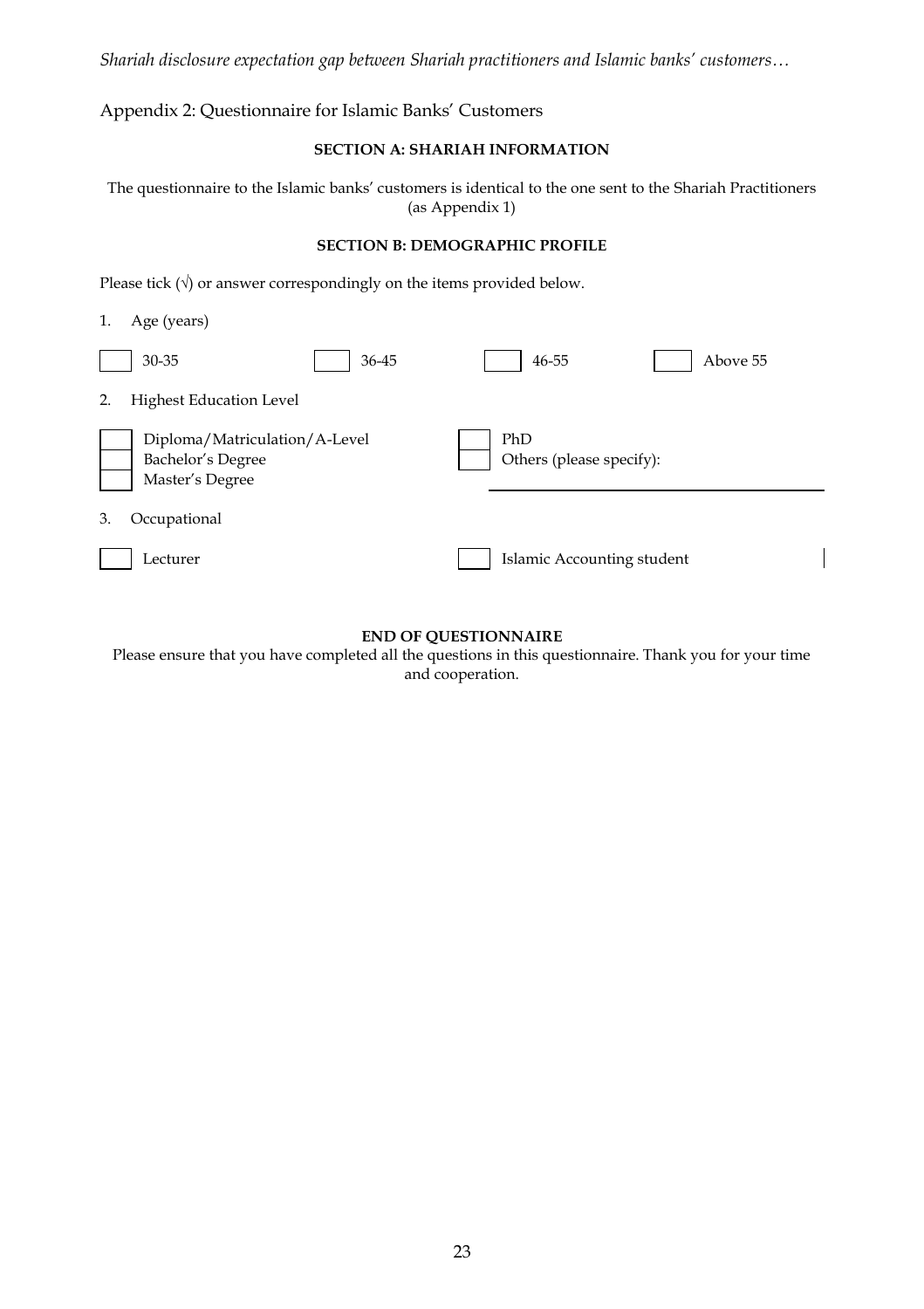## Appendix 2: Questionnaire for Islamic Banks' Customers

**SECTION A: SHARIAH INFORMATION**

The questionnaire to the Islamic banks' customers is identical to the one sent to the Shariah Practitioners (as Appendix 1)

**SECTION B: DEMOGRAPHIC PROFILE**

Please tick (√) or answer correspondingly on the items provided below.

1. Age (years)

☐ 30-35 ☐ 36-45 ☐ 46-55 ☐ Above 55

2. Highest Education Level

☐ Diploma/Matriculation/A-Level
☐ Bachelor's Degree
☐ Master's Degree
☐ PhD
☐ Others (please specify): ______________________

3. Occupational

☐ Lecturer ☐ Islamic Accounting student

**END OF QUESTIONNAIRE**

Please ensure that you have completed all the questions in this questionnaire. Thank you for your time and cooperation.